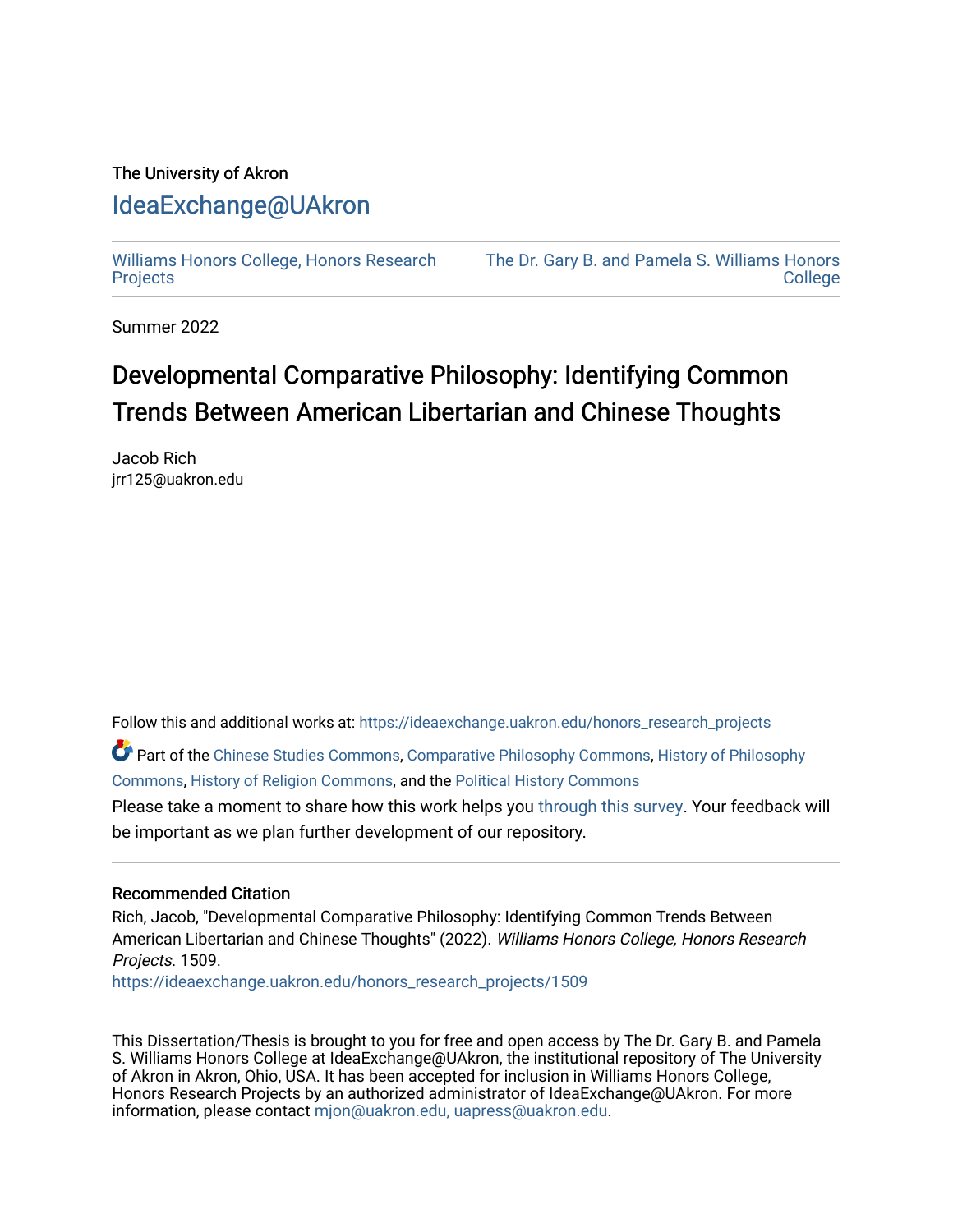The University of Akron

# IdeaExchange@UAkron

Williams Honors College, Honors Research Projects

The Dr. Gary B. and Pamela S. Williams Honors College

Summer 2022

# Developmental Comparative Philosophy: Identifying Common Trends Between American Libertarian and Chinese Thoughts

Jacob Rich
jrr125@uakron.edu

Follow this and additional works at: https://ideaexchange.uakron.edu/honors_research_projects

Part of the Chinese Studies Commons, Comparative Philosophy Commons, History of Philosophy Commons, History of Religion Commons, and the Political History Commons

Please take a moment to share how this work helps you through this survey. Your feedback will be important as we plan further development of our repository.

## Recommended Citation

Rich, Jacob, "Developmental Comparative Philosophy: Identifying Common Trends Between American Libertarian and Chinese Thoughts" (2022). *Williams Honors College, Honors Research Projects*. 1509.
https://ideaexchange.uakron.edu/honors_research_projects/1509

This Dissertation/Thesis is brought to you for free and open access by The Dr. Gary B. and Pamela S. Williams Honors College at IdeaExchange@UAkron, the institutional repository of The University of Akron in Akron, Ohio, USA. It has been accepted for inclusion in Williams Honors College, Honors Research Projects by an authorized administrator of IdeaExchange@UAkron. For more information, please contact mjon@uakron.edu, uapress@uakron.edu.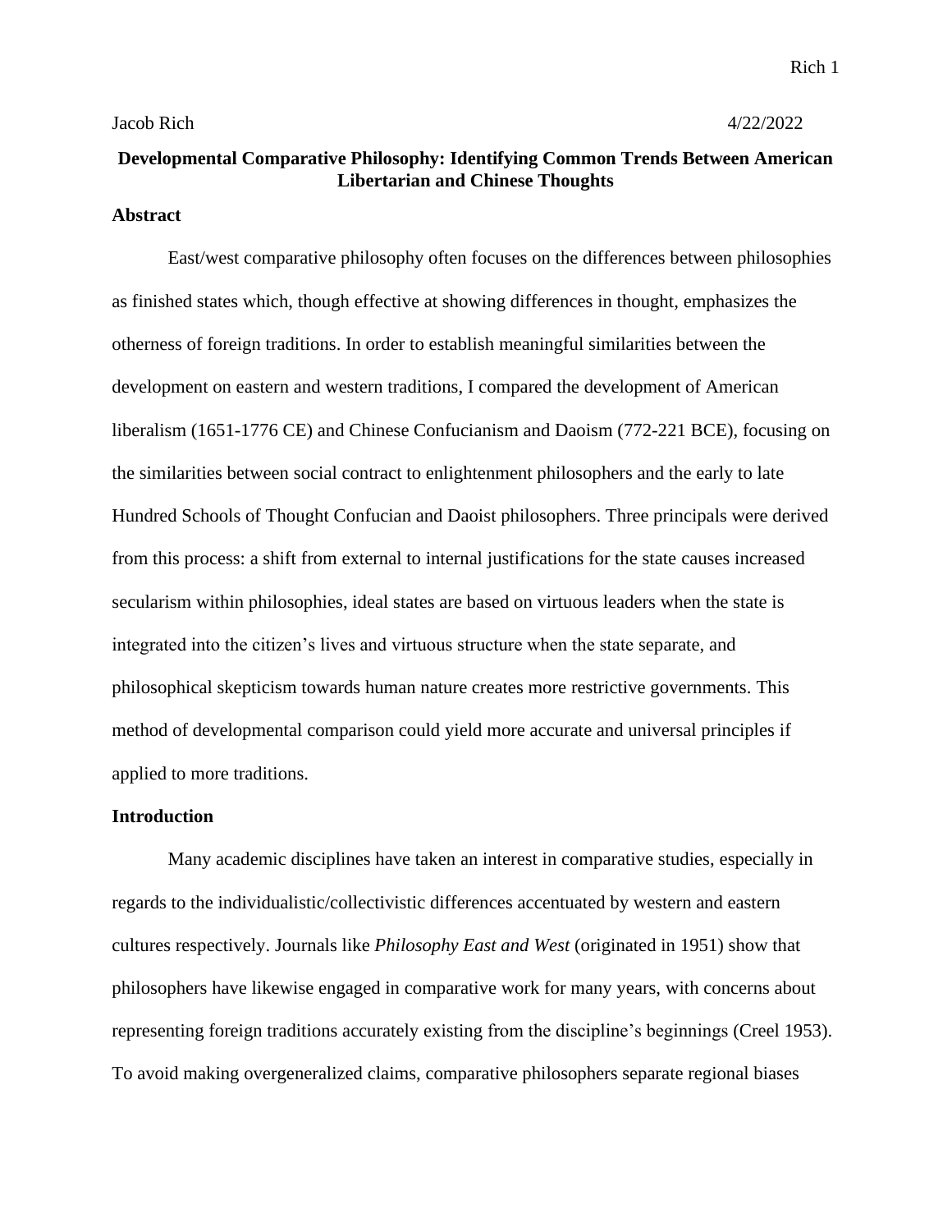Jacob Rich 4/22/2022

**Developmental Comparative Philosophy: Identifying Common Trends Between American Libertarian and Chinese Thoughts**

**Abstract**

East/west comparative philosophy often focuses on the differences between philosophies as finished states which, though effective at showing differences in thought, emphasizes the otherness of foreign traditions. In order to establish meaningful similarities between the development on eastern and western traditions, I compared the development of American liberalism (1651-1776 CE) and Chinese Confucianism and Daoism (772-221 BCE), focusing on the similarities between social contract to enlightenment philosophers and the early to late Hundred Schools of Thought Confucian and Daoist philosophers. Three principals were derived from this process: a shift from external to internal justifications for the state causes increased secularism within philosophies, ideal states are based on virtuous leaders when the state is integrated into the citizen's lives and virtuous structure when the state separate, and philosophical skepticism towards human nature creates more restrictive governments. This method of developmental comparison could yield more accurate and universal principles if applied to more traditions.

**Introduction**

Many academic disciplines have taken an interest in comparative studies, especially in regards to the individualistic/collectivistic differences accentuated by western and eastern cultures respectively. Journals like *Philosophy East and West* (originated in 1951) show that philosophers have likewise engaged in comparative work for many years, with concerns about representing foreign traditions accurately existing from the discipline's beginnings (Creel 1953). To avoid making overgeneralized claims, comparative philosophers separate regional biases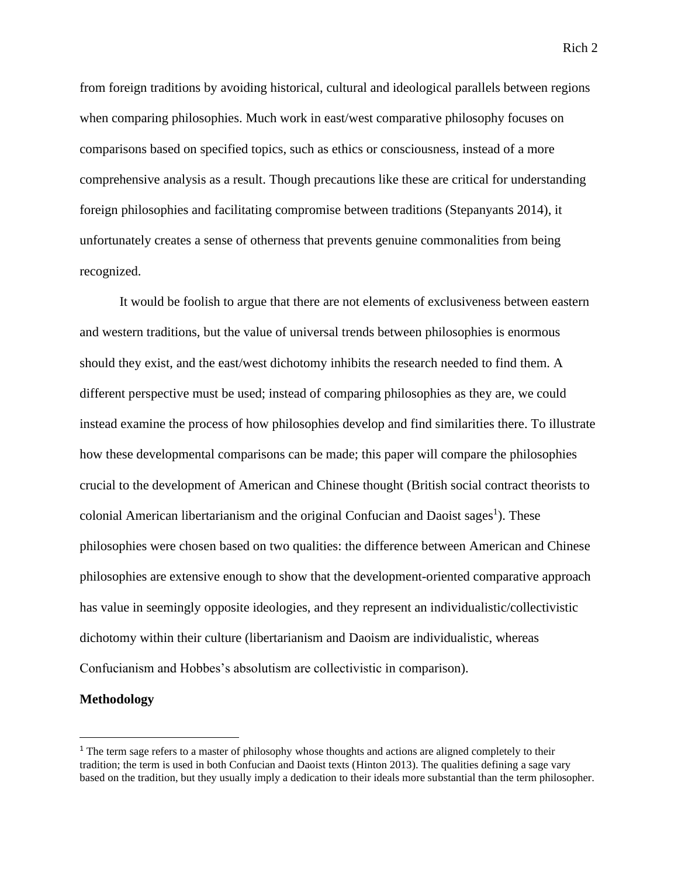from foreign traditions by avoiding historical, cultural and ideological parallels between regions when comparing philosophies. Much work in east/west comparative philosophy focuses on comparisons based on specified topics, such as ethics or consciousness, instead of a more comprehensive analysis as a result. Though precautions like these are critical for understanding foreign philosophies and facilitating compromise between traditions (Stepanyants 2014), it unfortunately creates a sense of otherness that prevents genuine commonalities from being recognized.

It would be foolish to argue that there are not elements of exclusiveness between eastern and western traditions, but the value of universal trends between philosophies is enormous should they exist, and the east/west dichotomy inhibits the research needed to find them. A different perspective must be used; instead of comparing philosophies as they are, we could instead examine the process of how philosophies develop and find similarities there. To illustrate how these developmental comparisons can be made; this paper will compare the philosophies crucial to the development of American and Chinese thought (British social contract theorists to colonial American libertarianism and the original Confucian and Daoist sages[1]). These philosophies were chosen based on two qualities: the difference between American and Chinese philosophies are extensive enough to show that the development-oriented comparative approach has value in seemingly opposite ideologies, and they represent an individualistic/collectivistic dichotomy within their culture (libertarianism and Daoism are individualistic, whereas Confucianism and Hobbes's absolutism are collectivistic in comparison).

**Methodology**

[1] The term sage refers to a master of philosophy whose thoughts and actions are aligned completely to their tradition; the term is used in both Confucian and Daoist texts (Hinton 2013). The qualities defining a sage vary based on the tradition, but they usually imply a dedication to their ideals more substantial than the term philosopher.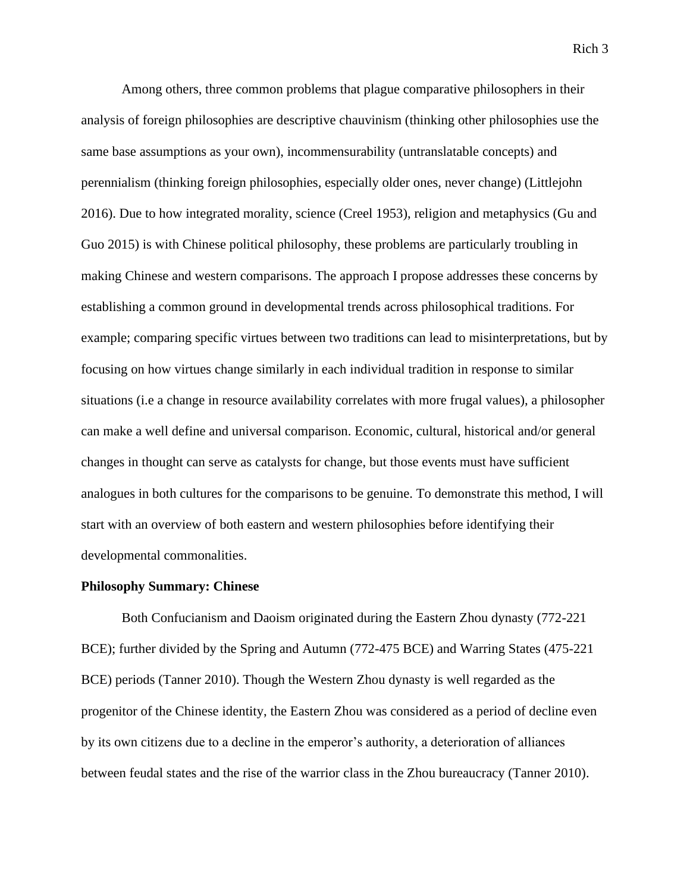Among others, three common problems that plague comparative philosophers in their analysis of foreign philosophies are descriptive chauvinism (thinking other philosophies use the same base assumptions as your own), incommensurability (untranslatable concepts) and perennialism (thinking foreign philosophies, especially older ones, never change) (Littlejohn 2016). Due to how integrated morality, science (Creel 1953), religion and metaphysics (Gu and Guo 2015) is with Chinese political philosophy, these problems are particularly troubling in making Chinese and western comparisons. The approach I propose addresses these concerns by establishing a common ground in developmental trends across philosophical traditions. For example; comparing specific virtues between two traditions can lead to misinterpretations, but by focusing on how virtues change similarly in each individual tradition in response to similar situations (i.e a change in resource availability correlates with more frugal values), a philosopher can make a well define and universal comparison. Economic, cultural, historical and/or general changes in thought can serve as catalysts for change, but those events must have sufficient analogues in both cultures for the comparisons to be genuine. To demonstrate this method, I will start with an overview of both eastern and western philosophies before identifying their developmental commonalities.

**Philosophy Summary: Chinese**

Both Confucianism and Daoism originated during the Eastern Zhou dynasty (772-221 BCE); further divided by the Spring and Autumn (772-475 BCE) and Warring States (475-221 BCE) periods (Tanner 2010). Though the Western Zhou dynasty is well regarded as the progenitor of the Chinese identity, the Eastern Zhou was considered as a period of decline even by its own citizens due to a decline in the emperor's authority, a deterioration of alliances between feudal states and the rise of the warrior class in the Zhou bureaucracy (Tanner 2010).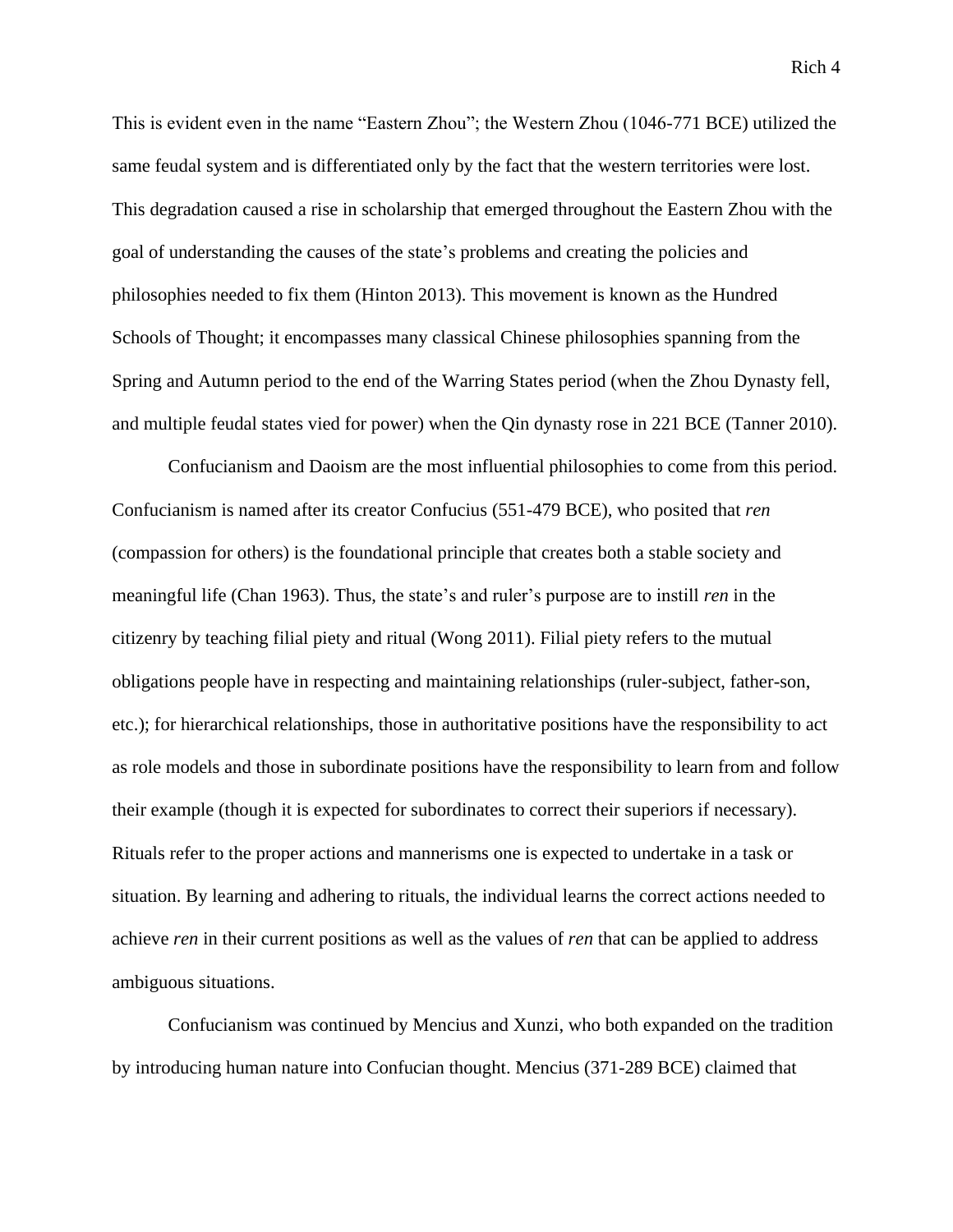This is evident even in the name "Eastern Zhou"; the Western Zhou (1046-771 BCE) utilized the same feudal system and is differentiated only by the fact that the western territories were lost. This degradation caused a rise in scholarship that emerged throughout the Eastern Zhou with the goal of understanding the causes of the state's problems and creating the policies and philosophies needed to fix them (Hinton 2013). This movement is known as the Hundred Schools of Thought; it encompasses many classical Chinese philosophies spanning from the Spring and Autumn period to the end of the Warring States period (when the Zhou Dynasty fell, and multiple feudal states vied for power) when the Qin dynasty rose in 221 BCE (Tanner 2010).

Confucianism and Daoism are the most influential philosophies to come from this period. Confucianism is named after its creator Confucius (551-479 BCE), who posited that *ren* (compassion for others) is the foundational principle that creates both a stable society and meaningful life (Chan 1963). Thus, the state's and ruler's purpose are to instill *ren* in the citizenry by teaching filial piety and ritual (Wong 2011). Filial piety refers to the mutual obligations people have in respecting and maintaining relationships (ruler-subject, father-son, etc.); for hierarchical relationships, those in authoritative positions have the responsibility to act as role models and those in subordinate positions have the responsibility to learn from and follow their example (though it is expected for subordinates to correct their superiors if necessary). Rituals refer to the proper actions and mannerisms one is expected to undertake in a task or situation. By learning and adhering to rituals, the individual learns the correct actions needed to achieve *ren* in their current positions as well as the values of *ren* that can be applied to address ambiguous situations.

Confucianism was continued by Mencius and Xunzi, who both expanded on the tradition by introducing human nature into Confucian thought. Mencius (371-289 BCE) claimed that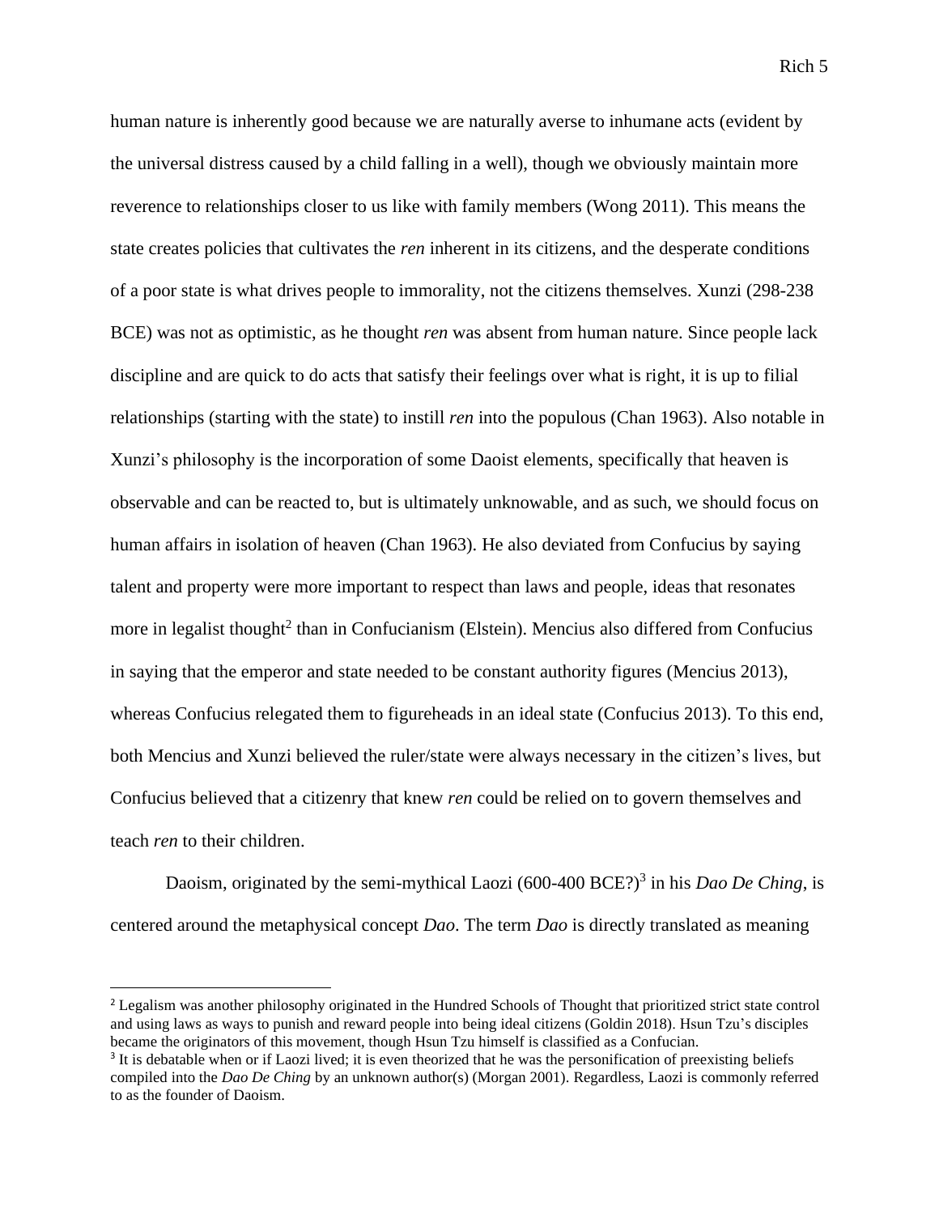human nature is inherently good because we are naturally averse to inhumane acts (evident by the universal distress caused by a child falling in a well), though we obviously maintain more reverence to relationships closer to us like with family members (Wong 2011). This means the state creates policies that cultivates the *ren* inherent in its citizens, and the desperate conditions of a poor state is what drives people to immorality, not the citizens themselves. Xunzi (298-238 BCE) was not as optimistic, as he thought *ren* was absent from human nature. Since people lack discipline and are quick to do acts that satisfy their feelings over what is right, it is up to filial relationships (starting with the state) to instill *ren* into the populous (Chan 1963). Also notable in Xunzi's philosophy is the incorporation of some Daoist elements, specifically that heaven is observable and can be reacted to, but is ultimately unknowable, and as such, we should focus on human affairs in isolation of heaven (Chan 1963). He also deviated from Confucius by saying talent and property were more important to respect than laws and people, ideas that resonates more in legalist thought[2] than in Confucianism (Elstein). Mencius also differed from Confucius in saying that the emperor and state needed to be constant authority figures (Mencius 2013), whereas Confucius relegated them to figureheads in an ideal state (Confucius 2013). To this end, both Mencius and Xunzi believed the ruler/state were always necessary in the citizen's lives, but Confucius believed that a citizenry that knew *ren* could be relied on to govern themselves and teach *ren* to their children.

Daoism, originated by the semi-mythical Laozi (600-400 BCE?)[3] in his *Dao De Ching*, is centered around the metaphysical concept *Dao*. The term *Dao* is directly translated as meaning

---

[2] Legalism was another philosophy originated in the Hundred Schools of Thought that prioritized strict state control and using laws as ways to punish and reward people into being ideal citizens (Goldin 2018). Hsun Tzu's disciples became the originators of this movement, though Hsun Tzu himself is classified as a Confucian.

[3] It is debatable when or if Laozi lived; it is even theorized that he was the personification of preexisting beliefs compiled into the *Dao De Ching* by an unknown author(s) (Morgan 2001). Regardless, Laozi is commonly referred to as the founder of Daoism.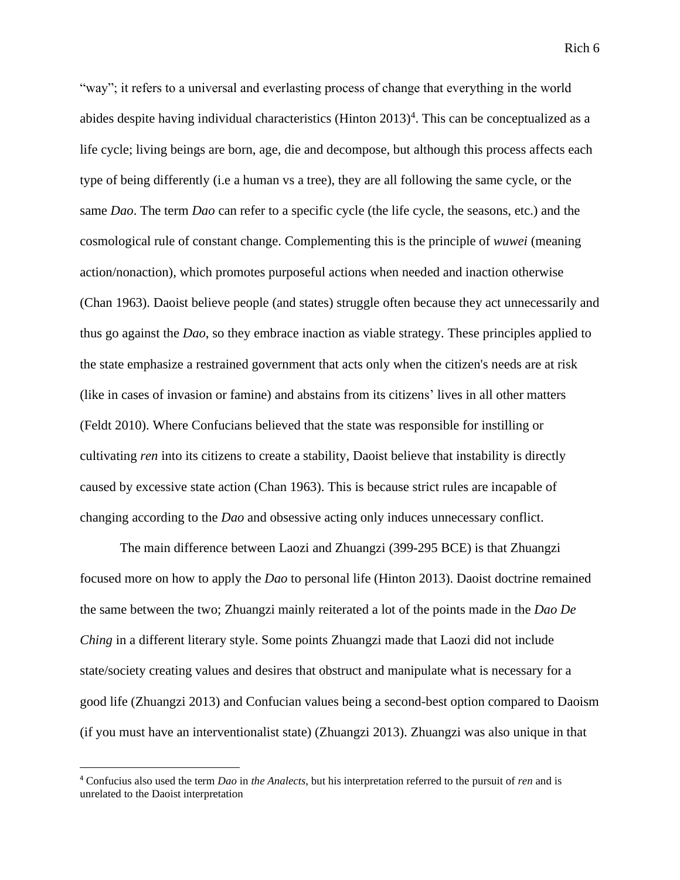"way"; it refers to a universal and everlasting process of change that everything in the world abides despite having individual characteristics (Hinton 2013)[4]. This can be conceptualized as a life cycle; living beings are born, age, die and decompose, but although this process affects each type of being differently (i.e a human vs a tree), they are all following the same cycle, or the same *Dao*. The term *Dao* can refer to a specific cycle (the life cycle, the seasons, etc.) and the cosmological rule of constant change. Complementing this is the principle of *wuwei* (meaning action/nonaction), which promotes purposeful actions when needed and inaction otherwise (Chan 1963). Daoist believe people (and states) struggle often because they act unnecessarily and thus go against the *Dao*, so they embrace inaction as viable strategy. These principles applied to the state emphasize a restrained government that acts only when the citizen's needs are at risk (like in cases of invasion or famine) and abstains from its citizens' lives in all other matters (Feldt 2010). Where Confucians believed that the state was responsible for instilling or cultivating *ren* into its citizens to create a stability, Daoist believe that instability is directly caused by excessive state action (Chan 1963). This is because strict rules are incapable of changing according to the *Dao* and obsessive acting only induces unnecessary conflict.

The main difference between Laozi and Zhuangzi (399-295 BCE) is that Zhuangzi focused more on how to apply the *Dao* to personal life (Hinton 2013). Daoist doctrine remained the same between the two; Zhuangzi mainly reiterated a lot of the points made in the *Dao De Ching* in a different literary style. Some points Zhuangzi made that Laozi did not include state/society creating values and desires that obstruct and manipulate what is necessary for a good life (Zhuangzi 2013) and Confucian values being a second-best option compared to Daoism (if you must have an interventionalist state) (Zhuangzi 2013). Zhuangzi was also unique in that

[4] Confucius also used the term *Dao* in *the Analects*, but his interpretation referred to the pursuit of *ren* and is unrelated to the Daoist interpretation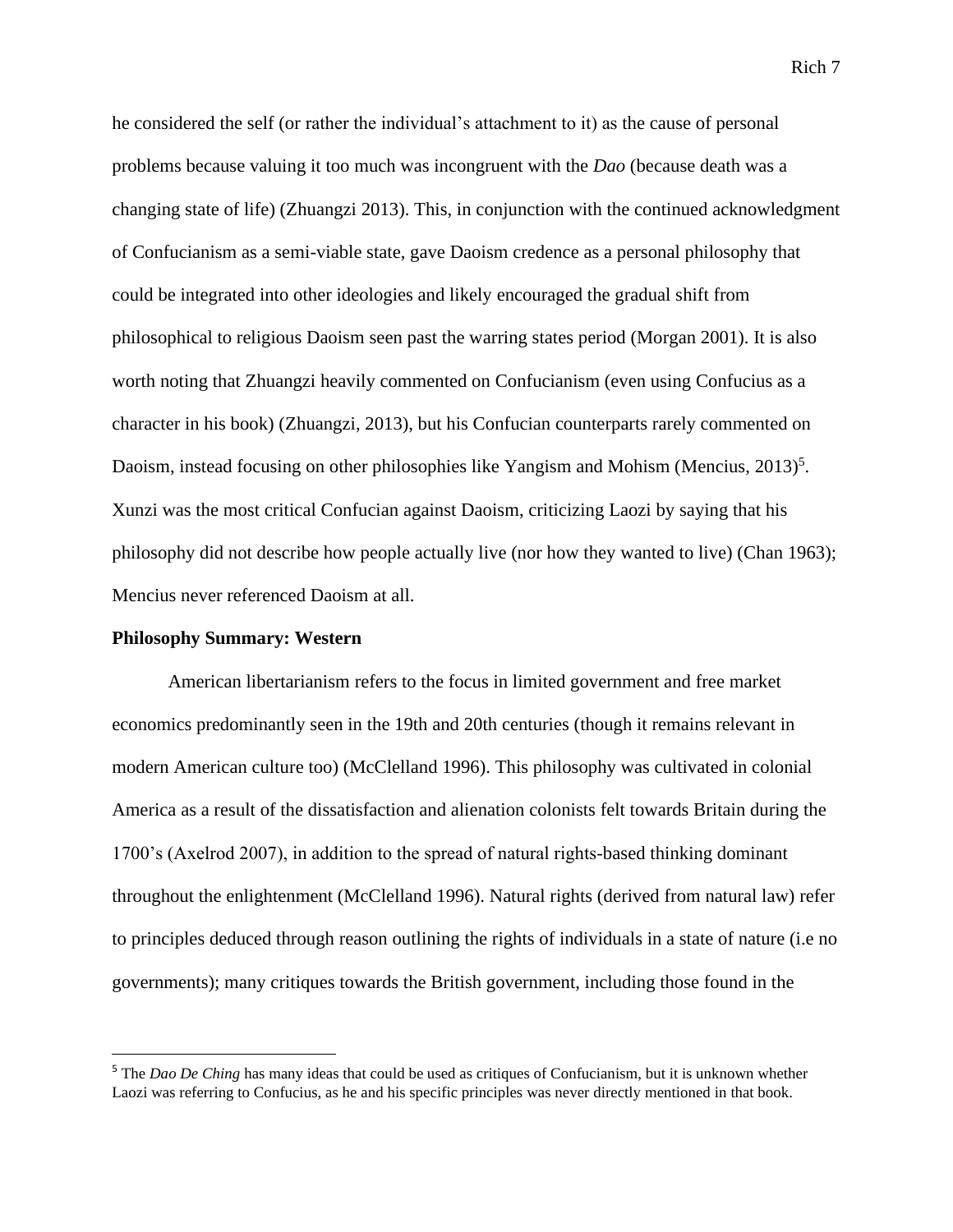he considered the self (or rather the individual's attachment to it) as the cause of personal problems because valuing it too much was incongruent with the *Dao* (because death was a changing state of life) (Zhuangzi 2013). This, in conjunction with the continued acknowledgment of Confucianism as a semi-viable state, gave Daoism credence as a personal philosophy that could be integrated into other ideologies and likely encouraged the gradual shift from philosophical to religious Daoism seen past the warring states period (Morgan 2001). It is also worth noting that Zhuangzi heavily commented on Confucianism (even using Confucius as a character in his book) (Zhuangzi, 2013), but his Confucian counterparts rarely commented on Daoism, instead focusing on other philosophies like Yangism and Mohism (Mencius, 2013)[5]. Xunzi was the most critical Confucian against Daoism, criticizing Laozi by saying that his philosophy did not describe how people actually live (nor how they wanted to live) (Chan 1963); Mencius never referenced Daoism at all.

**Philosophy Summary: Western**

American libertarianism refers to the focus in limited government and free market economics predominantly seen in the 19th and 20th centuries (though it remains relevant in modern American culture too) (McClelland 1996). This philosophy was cultivated in colonial America as a result of the dissatisfaction and alienation colonists felt towards Britain during the 1700's (Axelrod 2007), in addition to the spread of natural rights-based thinking dominant throughout the enlightenment (McClelland 1996). Natural rights (derived from natural law) refer to principles deduced through reason outlining the rights of individuals in a state of nature (i.e no governments); many critiques towards the British government, including those found in the

[5] The *Dao De Ching* has many ideas that could be used as critiques of Confucianism, but it is unknown whether Laozi was referring to Confucius, as he and his specific principles was never directly mentioned in that book.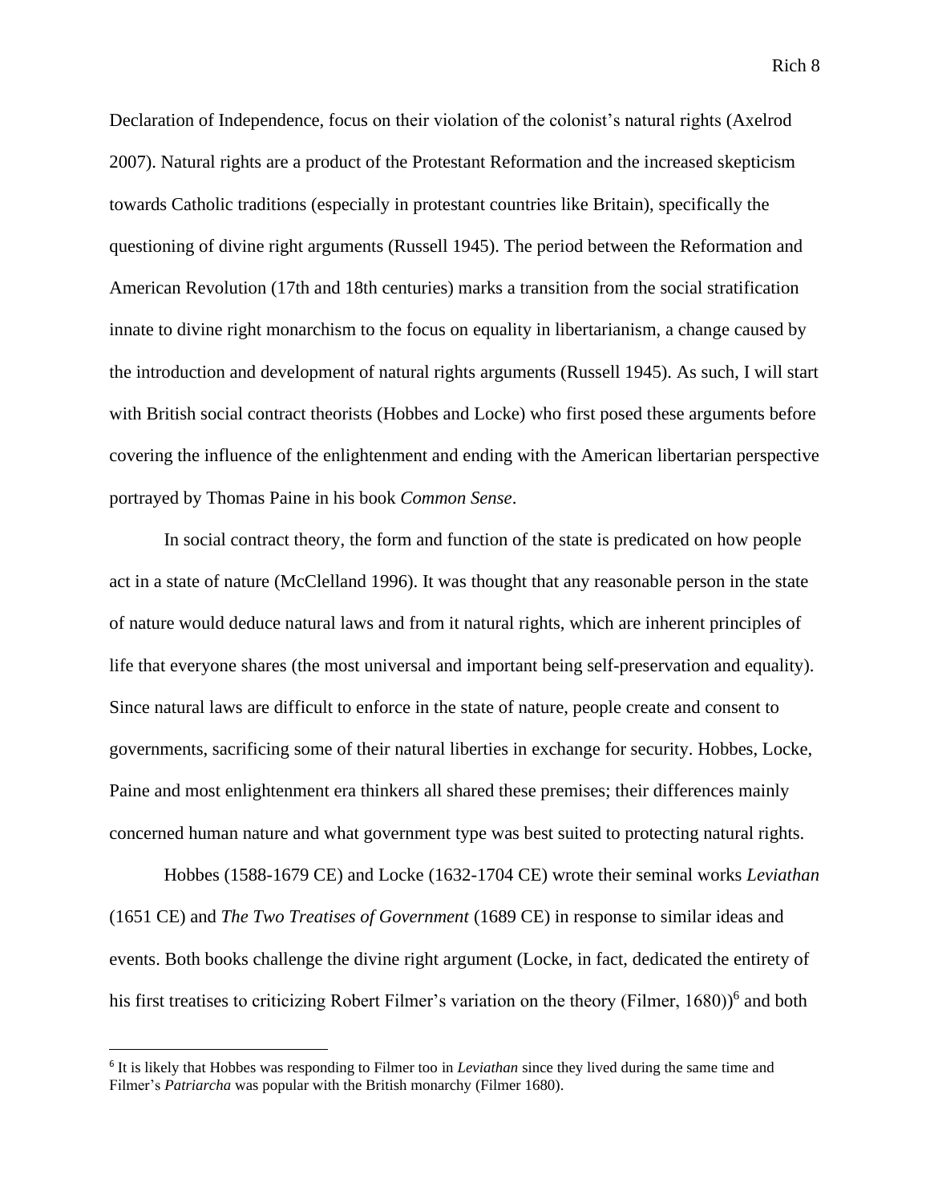Declaration of Independence, focus on their violation of the colonist's natural rights (Axelrod 2007). Natural rights are a product of the Protestant Reformation and the increased skepticism towards Catholic traditions (especially in protestant countries like Britain), specifically the questioning of divine right arguments (Russell 1945). The period between the Reformation and American Revolution (17th and 18th centuries) marks a transition from the social stratification innate to divine right monarchism to the focus on equality in libertarianism, a change caused by the introduction and development of natural rights arguments (Russell 1945). As such, I will start with British social contract theorists (Hobbes and Locke) who first posed these arguments before covering the influence of the enlightenment and ending with the American libertarian perspective portrayed by Thomas Paine in his book *Common Sense*.

In social contract theory, the form and function of the state is predicated on how people act in a state of nature (McClelland 1996). It was thought that any reasonable person in the state of nature would deduce natural laws and from it natural rights, which are inherent principles of life that everyone shares (the most universal and important being self-preservation and equality). Since natural laws are difficult to enforce in the state of nature, people create and consent to governments, sacrificing some of their natural liberties in exchange for security. Hobbes, Locke, Paine and most enlightenment era thinkers all shared these premises; their differences mainly concerned human nature and what government type was best suited to protecting natural rights.

Hobbes (1588-1679 CE) and Locke (1632-1704 CE) wrote their seminal works *Leviathan* (1651 CE) and *The Two Treatises of Government* (1689 CE) in response to similar ideas and events. Both books challenge the divine right argument (Locke, in fact, dedicated the entirety of his first treatises to criticizing Robert Filmer's variation on the theory (Filmer, 1680))[6] and both

[6] It is likely that Hobbes was responding to Filmer too in *Leviathan* since they lived during the same time and Filmer's *Patriarcha* was popular with the British monarchy (Filmer 1680).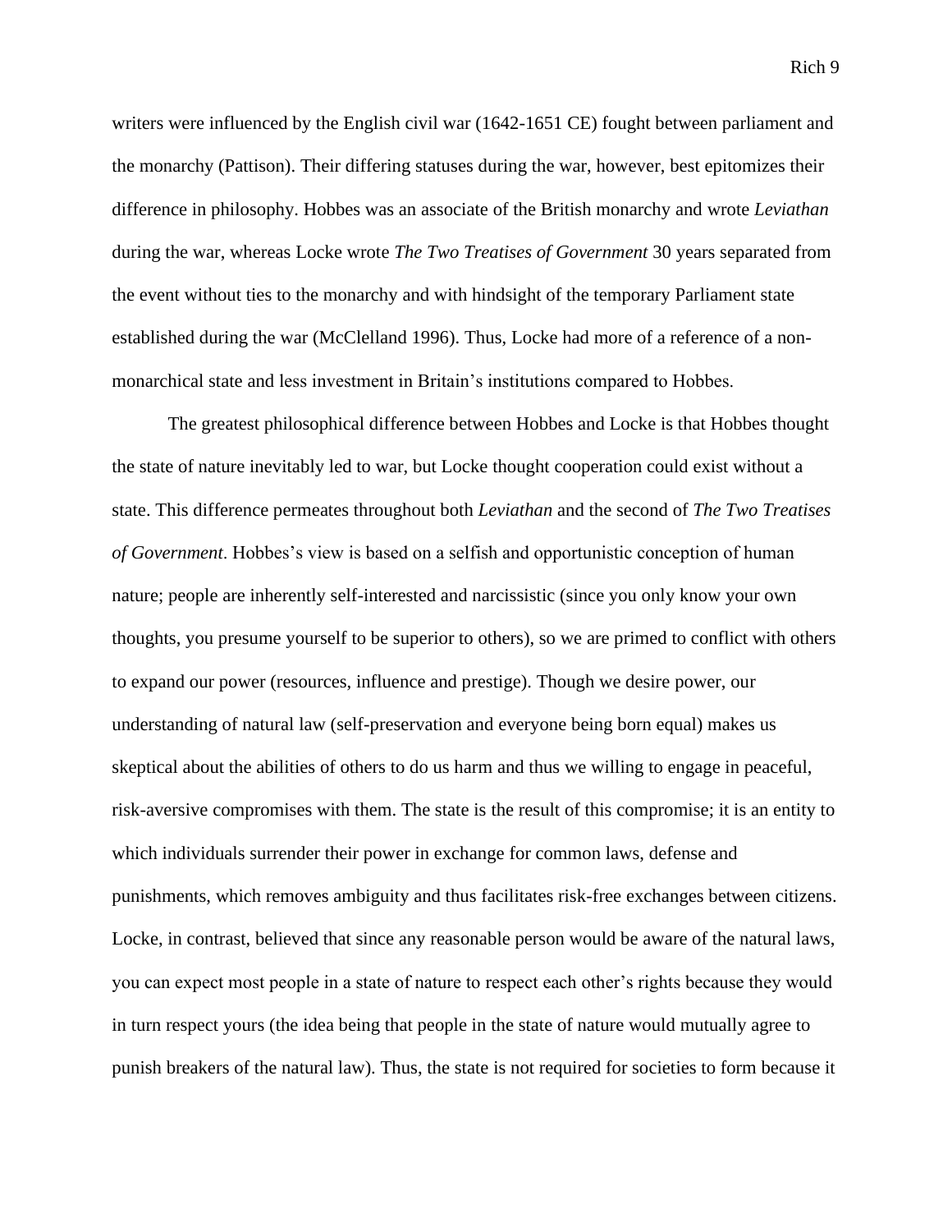writers were influenced by the English civil war (1642-1651 CE) fought between parliament and the monarchy (Pattison). Their differing statuses during the war, however, best epitomizes their difference in philosophy. Hobbes was an associate of the British monarchy and wrote *Leviathan* during the war, whereas Locke wrote *The Two Treatises of Government* 30 years separated from the event without ties to the monarchy and with hindsight of the temporary Parliament state established during the war (McClelland 1996). Thus, Locke had more of a reference of a non-monarchical state and less investment in Britain's institutions compared to Hobbes.

The greatest philosophical difference between Hobbes and Locke is that Hobbes thought the state of nature inevitably led to war, but Locke thought cooperation could exist without a state. This difference permeates throughout both *Leviathan* and the second of *The Two Treatises of Government*. Hobbes's view is based on a selfish and opportunistic conception of human nature; people are inherently self-interested and narcissistic (since you only know your own thoughts, you presume yourself to be superior to others), so we are primed to conflict with others to expand our power (resources, influence and prestige). Though we desire power, our understanding of natural law (self-preservation and everyone being born equal) makes us skeptical about the abilities of others to do us harm and thus we willing to engage in peaceful, risk-aversive compromises with them. The state is the result of this compromise; it is an entity to which individuals surrender their power in exchange for common laws, defense and punishments, which removes ambiguity and thus facilitates risk-free exchanges between citizens. Locke, in contrast, believed that since any reasonable person would be aware of the natural laws, you can expect most people in a state of nature to respect each other's rights because they would in turn respect yours (the idea being that people in the state of nature would mutually agree to punish breakers of the natural law). Thus, the state is not required for societies to form because it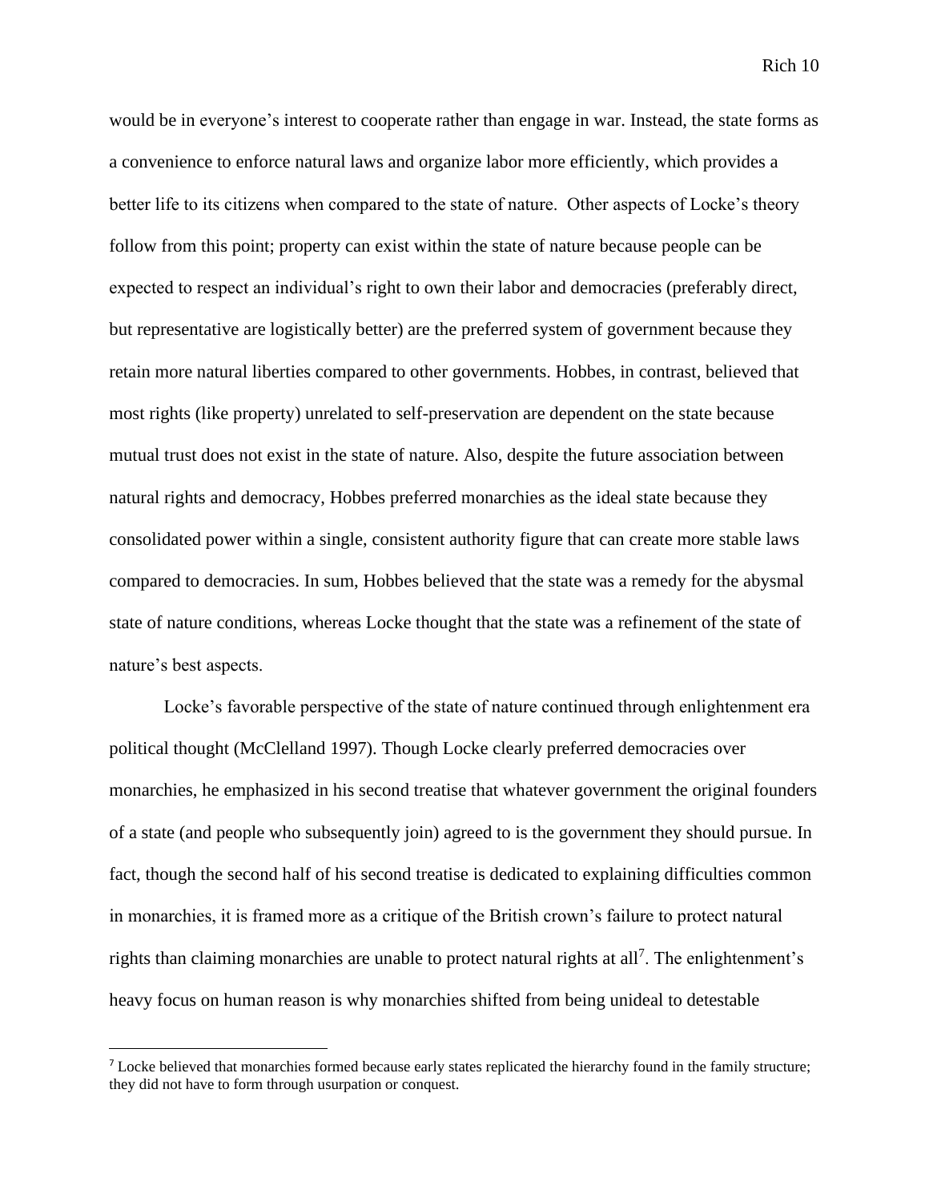would be in everyone's interest to cooperate rather than engage in war. Instead, the state forms as a convenience to enforce natural laws and organize labor more efficiently, which provides a better life to its citizens when compared to the state of nature. Other aspects of Locke's theory follow from this point; property can exist within the state of nature because people can be expected to respect an individual's right to own their labor and democracies (preferably direct, but representative are logistically better) are the preferred system of government because they retain more natural liberties compared to other governments. Hobbes, in contrast, believed that most rights (like property) unrelated to self-preservation are dependent on the state because mutual trust does not exist in the state of nature. Also, despite the future association between natural rights and democracy, Hobbes preferred monarchies as the ideal state because they consolidated power within a single, consistent authority figure that can create more stable laws compared to democracies. In sum, Hobbes believed that the state was a remedy for the abysmal state of nature conditions, whereas Locke thought that the state was a refinement of the state of nature's best aspects.

Locke's favorable perspective of the state of nature continued through enlightenment era political thought (McClelland 1997). Though Locke clearly preferred democracies over monarchies, he emphasized in his second treatise that whatever government the original founders of a state (and people who subsequently join) agreed to is the government they should pursue. In fact, though the second half of his second treatise is dedicated to explaining difficulties common in monarchies, it is framed more as a critique of the British crown's failure to protect natural rights than claiming monarchies are unable to protect natural rights at all[7]. The enlightenment's heavy focus on human reason is why monarchies shifted from being unideal to detestable

[7] Locke believed that monarchies formed because early states replicated the hierarchy found in the family structure; they did not have to form through usurpation or conquest.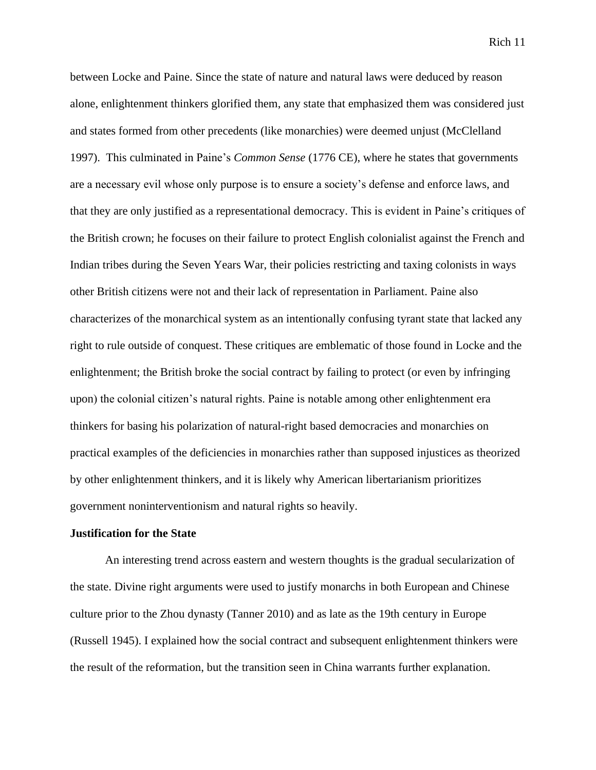between Locke and Paine. Since the state of nature and natural laws were deduced by reason alone, enlightenment thinkers glorified them, any state that emphasized them was considered just and states formed from other precedents (like monarchies) were deemed unjust (McClelland 1997).  This culminated in Paine's *Common Sense* (1776 CE), where he states that governments are a necessary evil whose only purpose is to ensure a society's defense and enforce laws, and that they are only justified as a representational democracy. This is evident in Paine's critiques of the British crown; he focuses on their failure to protect English colonialist against the French and Indian tribes during the Seven Years War, their policies restricting and taxing colonists in ways other British citizens were not and their lack of representation in Parliament. Paine also characterizes of the monarchical system as an intentionally confusing tyrant state that lacked any right to rule outside of conquest. These critiques are emblematic of those found in Locke and the enlightenment; the British broke the social contract by failing to protect (or even by infringing upon) the colonial citizen's natural rights. Paine is notable among other enlightenment era thinkers for basing his polarization of natural-right based democracies and monarchies on practical examples of the deficiencies in monarchies rather than supposed injustices as theorized by other enlightenment thinkers, and it is likely why American libertarianism prioritizes government noninterventionism and natural rights so heavily.

**Justification for the State**

An interesting trend across eastern and western thoughts is the gradual secularization of the state. Divine right arguments were used to justify monarchs in both European and Chinese culture prior to the Zhou dynasty (Tanner 2010) and as late as the 19th century in Europe (Russell 1945). I explained how the social contract and subsequent enlightenment thinkers were the result of the reformation, but the transition seen in China warrants further explanation.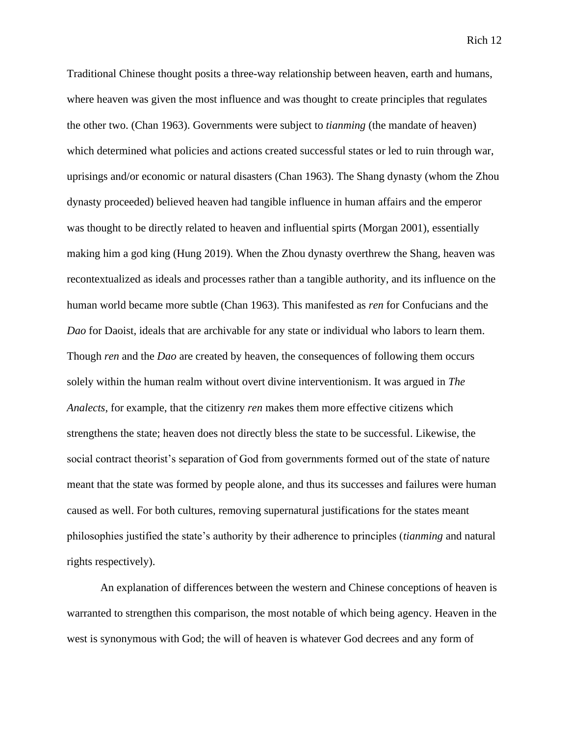Traditional Chinese thought posits a three-way relationship between heaven, earth and humans, where heaven was given the most influence and was thought to create principles that regulates the other two. (Chan 1963). Governments were subject to *tianming* (the mandate of heaven) which determined what policies and actions created successful states or led to ruin through war, uprisings and/or economic or natural disasters (Chan 1963). The Shang dynasty (whom the Zhou dynasty proceeded) believed heaven had tangible influence in human affairs and the emperor was thought to be directly related to heaven and influential spirts (Morgan 2001), essentially making him a god king (Hung 2019). When the Zhou dynasty overthrew the Shang, heaven was recontextualized as ideals and processes rather than a tangible authority, and its influence on the human world became more subtle (Chan 1963). This manifested as *ren* for Confucians and the *Dao* for Daoist, ideals that are archivable for any state or individual who labors to learn them. Though *ren* and the *Dao* are created by heaven, the consequences of following them occurs solely within the human realm without overt divine interventionism. It was argued in *The Analects*, for example, that the citizenry *ren* makes them more effective citizens which strengthens the state; heaven does not directly bless the state to be successful. Likewise, the social contract theorist's separation of God from governments formed out of the state of nature meant that the state was formed by people alone, and thus its successes and failures were human caused as well. For both cultures, removing supernatural justifications for the states meant philosophies justified the state's authority by their adherence to principles (*tianming* and natural rights respectively).

An explanation of differences between the western and Chinese conceptions of heaven is warranted to strengthen this comparison, the most notable of which being agency. Heaven in the west is synonymous with God; the will of heaven is whatever God decrees and any form of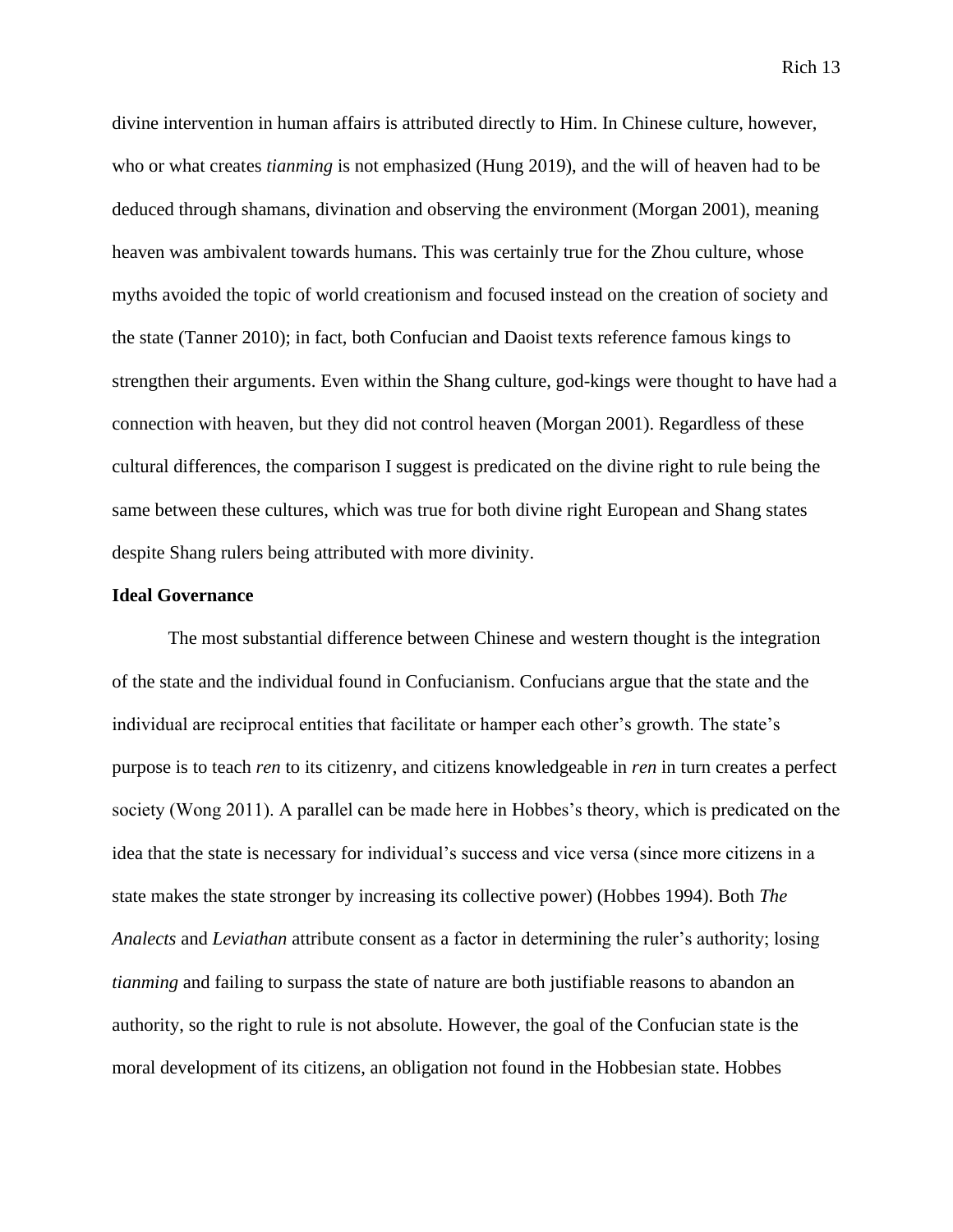divine intervention in human affairs is attributed directly to Him. In Chinese culture, however, who or what creates *tianming* is not emphasized (Hung 2019), and the will of heaven had to be deduced through shamans, divination and observing the environment (Morgan 2001), meaning heaven was ambivalent towards humans. This was certainly true for the Zhou culture, whose myths avoided the topic of world creationism and focused instead on the creation of society and the state (Tanner 2010); in fact, both Confucian and Daoist texts reference famous kings to strengthen their arguments. Even within the Shang culture, god-kings were thought to have had a connection with heaven, but they did not control heaven (Morgan 2001). Regardless of these cultural differences, the comparison I suggest is predicated on the divine right to rule being the same between these cultures, which was true for both divine right European and Shang states despite Shang rulers being attributed with more divinity.

**Ideal Governance**

The most substantial difference between Chinese and western thought is the integration of the state and the individual found in Confucianism. Confucians argue that the state and the individual are reciprocal entities that facilitate or hamper each other's growth. The state's purpose is to teach *ren* to its citizenry, and citizens knowledgeable in *ren* in turn creates a perfect society (Wong 2011). A parallel can be made here in Hobbes's theory, which is predicated on the idea that the state is necessary for individual's success and vice versa (since more citizens in a state makes the state stronger by increasing its collective power) (Hobbes 1994). Both *The Analects* and *Leviathan* attribute consent as a factor in determining the ruler's authority; losing *tianming* and failing to surpass the state of nature are both justifiable reasons to abandon an authority, so the right to rule is not absolute. However, the goal of the Confucian state is the moral development of its citizens, an obligation not found in the Hobbesian state. Hobbes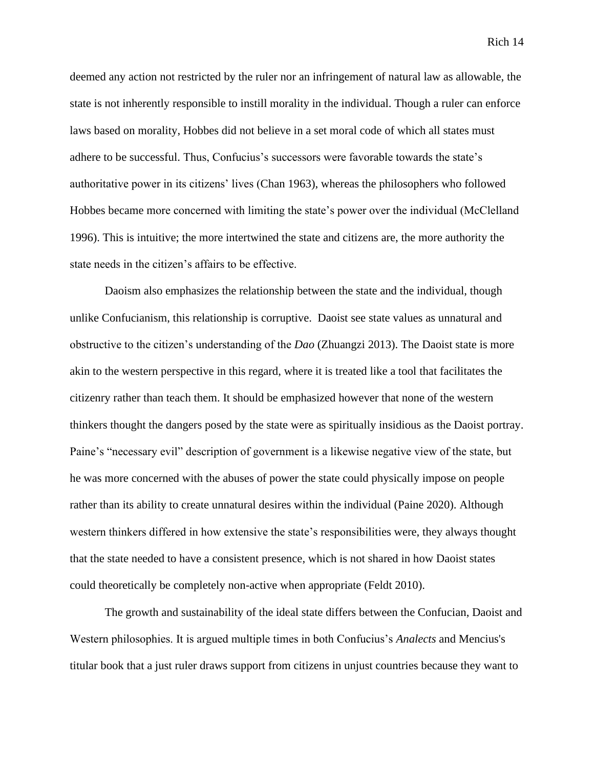deemed any action not restricted by the ruler nor an infringement of natural law as allowable, the state is not inherently responsible to instill morality in the individual. Though a ruler can enforce laws based on morality, Hobbes did not believe in a set moral code of which all states must adhere to be successful. Thus, Confucius's successors were favorable towards the state's authoritative power in its citizens' lives (Chan 1963), whereas the philosophers who followed Hobbes became more concerned with limiting the state's power over the individual (McClelland 1996). This is intuitive; the more intertwined the state and citizens are, the more authority the state needs in the citizen's affairs to be effective.

Daoism also emphasizes the relationship between the state and the individual, though unlike Confucianism, this relationship is corruptive. Daoist see state values as unnatural and obstructive to the citizen's understanding of the *Dao* (Zhuangzi 2013). The Daoist state is more akin to the western perspective in this regard, where it is treated like a tool that facilitates the citizenry rather than teach them. It should be emphasized however that none of the western thinkers thought the dangers posed by the state were as spiritually insidious as the Daoist portray. Paine's "necessary evil" description of government is a likewise negative view of the state, but he was more concerned with the abuses of power the state could physically impose on people rather than its ability to create unnatural desires within the individual (Paine 2020). Although western thinkers differed in how extensive the state's responsibilities were, they always thought that the state needed to have a consistent presence, which is not shared in how Daoist states could theoretically be completely non-active when appropriate (Feldt 2010).

The growth and sustainability of the ideal state differs between the Confucian, Daoist and Western philosophies. It is argued multiple times in both Confucius's *Analects* and Mencius's titular book that a just ruler draws support from citizens in unjust countries because they want to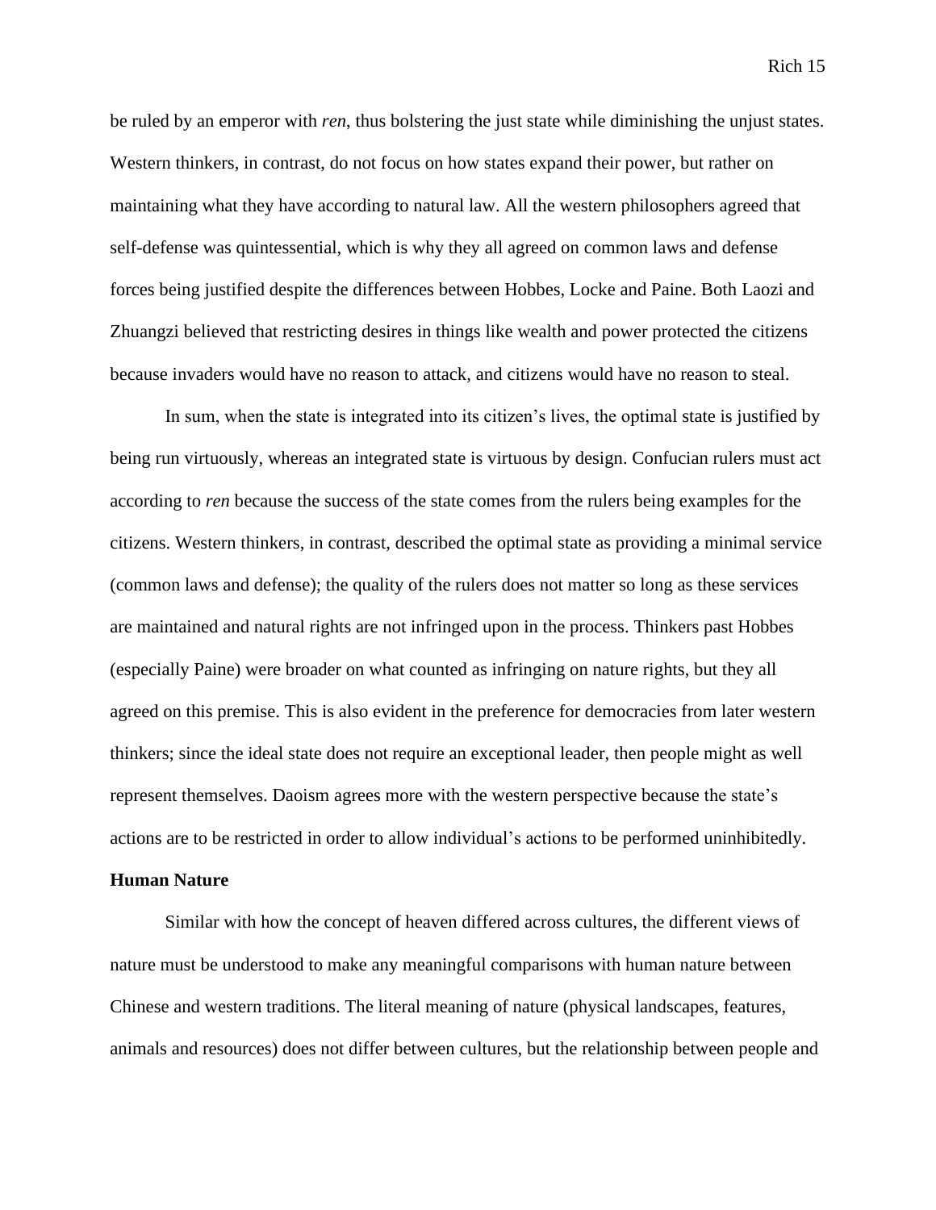be ruled by an emperor with *ren*, thus bolstering the just state while diminishing the unjust states. Western thinkers, in contrast, do not focus on how states expand their power, but rather on maintaining what they have according to natural law. All the western philosophers agreed that self-defense was quintessential, which is why they all agreed on common laws and defense forces being justified despite the differences between Hobbes, Locke and Paine. Both Laozi and Zhuangzi believed that restricting desires in things like wealth and power protected the citizens because invaders would have no reason to attack, and citizens would have no reason to steal.

In sum, when the state is integrated into its citizen's lives, the optimal state is justified by being run virtuously, whereas an integrated state is virtuous by design. Confucian rulers must act according to *ren* because the success of the state comes from the rulers being examples for the citizens. Western thinkers, in contrast, described the optimal state as providing a minimal service (common laws and defense); the quality of the rulers does not matter so long as these services are maintained and natural rights are not infringed upon in the process. Thinkers past Hobbes (especially Paine) were broader on what counted as infringing on nature rights, but they all agreed on this premise. This is also evident in the preference for democracies from later western thinkers; since the ideal state does not require an exceptional leader, then people might as well represent themselves. Daoism agrees more with the western perspective because the state's actions are to be restricted in order to allow individual's actions to be performed uninhibitedly.

**Human Nature**

Similar with how the concept of heaven differed across cultures, the different views of nature must be understood to make any meaningful comparisons with human nature between Chinese and western traditions. The literal meaning of nature (physical landscapes, features, animals and resources) does not differ between cultures, but the relationship between people and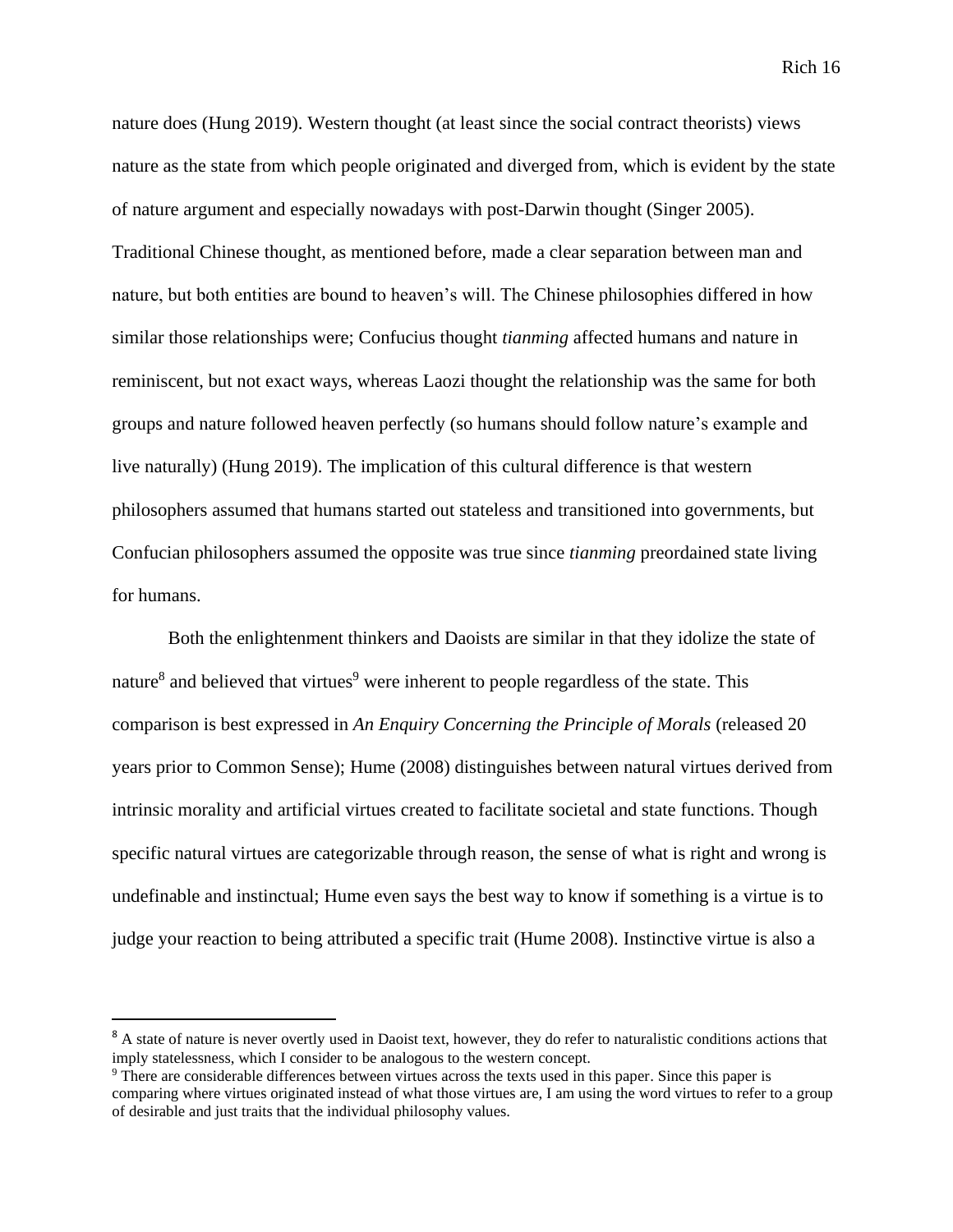nature does (Hung 2019). Western thought (at least since the social contract theorists) views nature as the state from which people originated and diverged from, which is evident by the state of nature argument and especially nowadays with post-Darwin thought (Singer 2005). Traditional Chinese thought, as mentioned before, made a clear separation between man and nature, but both entities are bound to heaven's will. The Chinese philosophies differed in how similar those relationships were; Confucius thought *tianming* affected humans and nature in reminiscent, but not exact ways, whereas Laozi thought the relationship was the same for both groups and nature followed heaven perfectly (so humans should follow nature's example and live naturally) (Hung 2019). The implication of this cultural difference is that western philosophers assumed that humans started out stateless and transitioned into governments, but Confucian philosophers assumed the opposite was true since *tianming* preordained state living for humans.

Both the enlightenment thinkers and Daoists are similar in that they idolize the state of nature[8] and believed that virtues[9] were inherent to people regardless of the state. This comparison is best expressed in *An Enquiry Concerning the Principle of Morals* (released 20 years prior to Common Sense); Hume (2008) distinguishes between natural virtues derived from intrinsic morality and artificial virtues created to facilitate societal and state functions. Though specific natural virtues are categorizable through reason, the sense of what is right and wrong is undefinable and instinctual; Hume even says the best way to know if something is a virtue is to judge your reaction to being attributed a specific trait (Hume 2008). Instinctive virtue is also a

---

[8] A state of nature is never overtly used in Daoist text, however, they do refer to naturalistic conditions actions that imply statelessness, which I consider to be analogous to the western concept.

[9] There are considerable differences between virtues across the texts used in this paper. Since this paper is comparing where virtues originated instead of what those virtues are, I am using the word virtues to refer to a group of desirable and just traits that the individual philosophy values.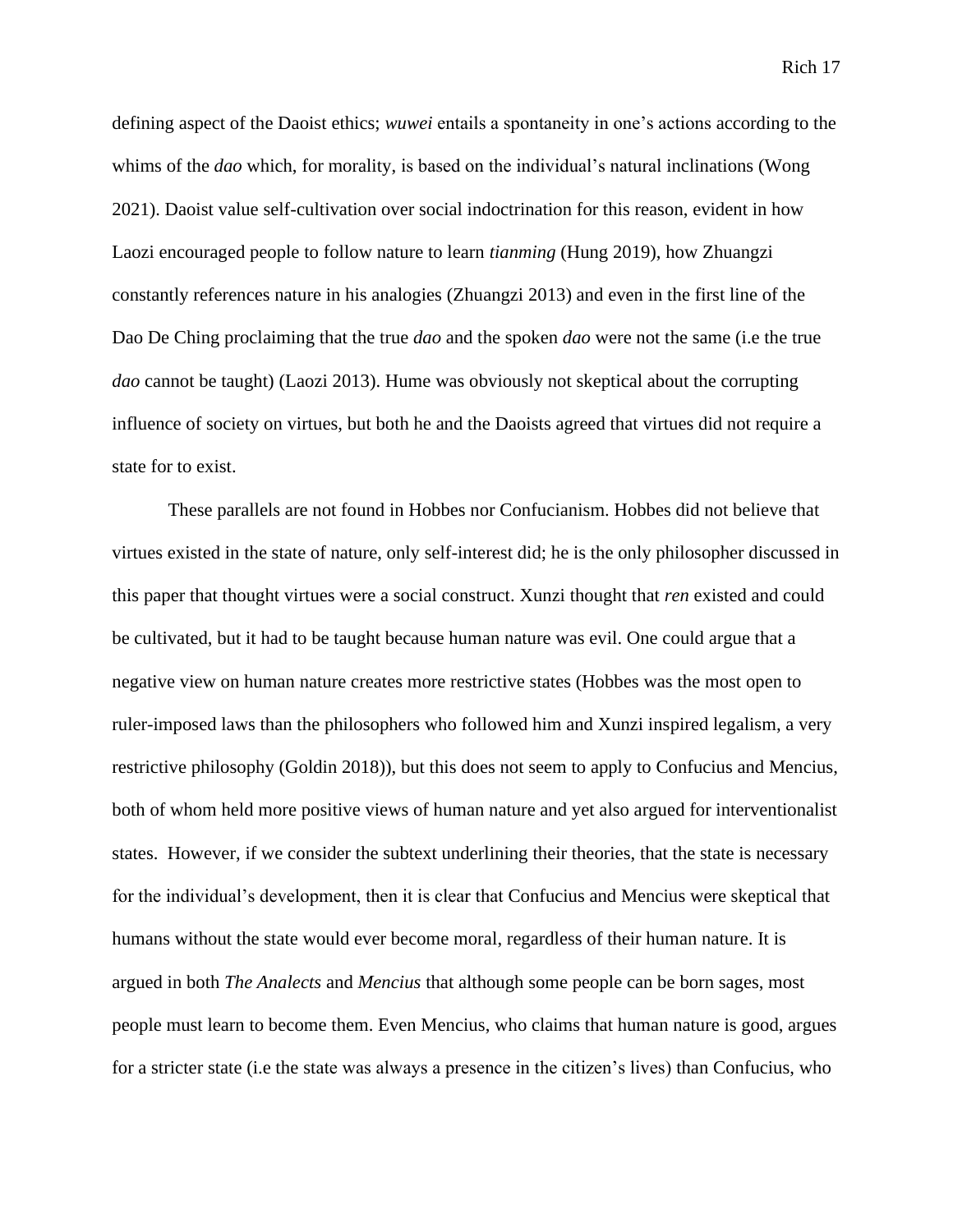defining aspect of the Daoist ethics; *wuwei* entails a spontaneity in one's actions according to the whims of the *dao* which, for morality, is based on the individual's natural inclinations (Wong 2021). Daoist value self-cultivation over social indoctrination for this reason, evident in how Laozi encouraged people to follow nature to learn *tianming* (Hung 2019), how Zhuangzi constantly references nature in his analogies (Zhuangzi 2013) and even in the first line of the Dao De Ching proclaiming that the true *dao* and the spoken *dao* were not the same (i.e the true *dao* cannot be taught) (Laozi 2013). Hume was obviously not skeptical about the corrupting influence of society on virtues, but both he and the Daoists agreed that virtues did not require a state for to exist.

These parallels are not found in Hobbes nor Confucianism. Hobbes did not believe that virtues existed in the state of nature, only self-interest did; he is the only philosopher discussed in this paper that thought virtues were a social construct. Xunzi thought that *ren* existed and could be cultivated, but it had to be taught because human nature was evil. One could argue that a negative view on human nature creates more restrictive states (Hobbes was the most open to ruler-imposed laws than the philosophers who followed him and Xunzi inspired legalism, a very restrictive philosophy (Goldin 2018)), but this does not seem to apply to Confucius and Mencius, both of whom held more positive views of human nature and yet also argued for interventionalist states. However, if we consider the subtext underlining their theories, that the state is necessary for the individual's development, then it is clear that Confucius and Mencius were skeptical that humans without the state would ever become moral, regardless of their human nature. It is argued in both *The Analects* and *Mencius* that although some people can be born sages, most people must learn to become them. Even Mencius, who claims that human nature is good, argues for a stricter state (i.e the state was always a presence in the citizen's lives) than Confucius, who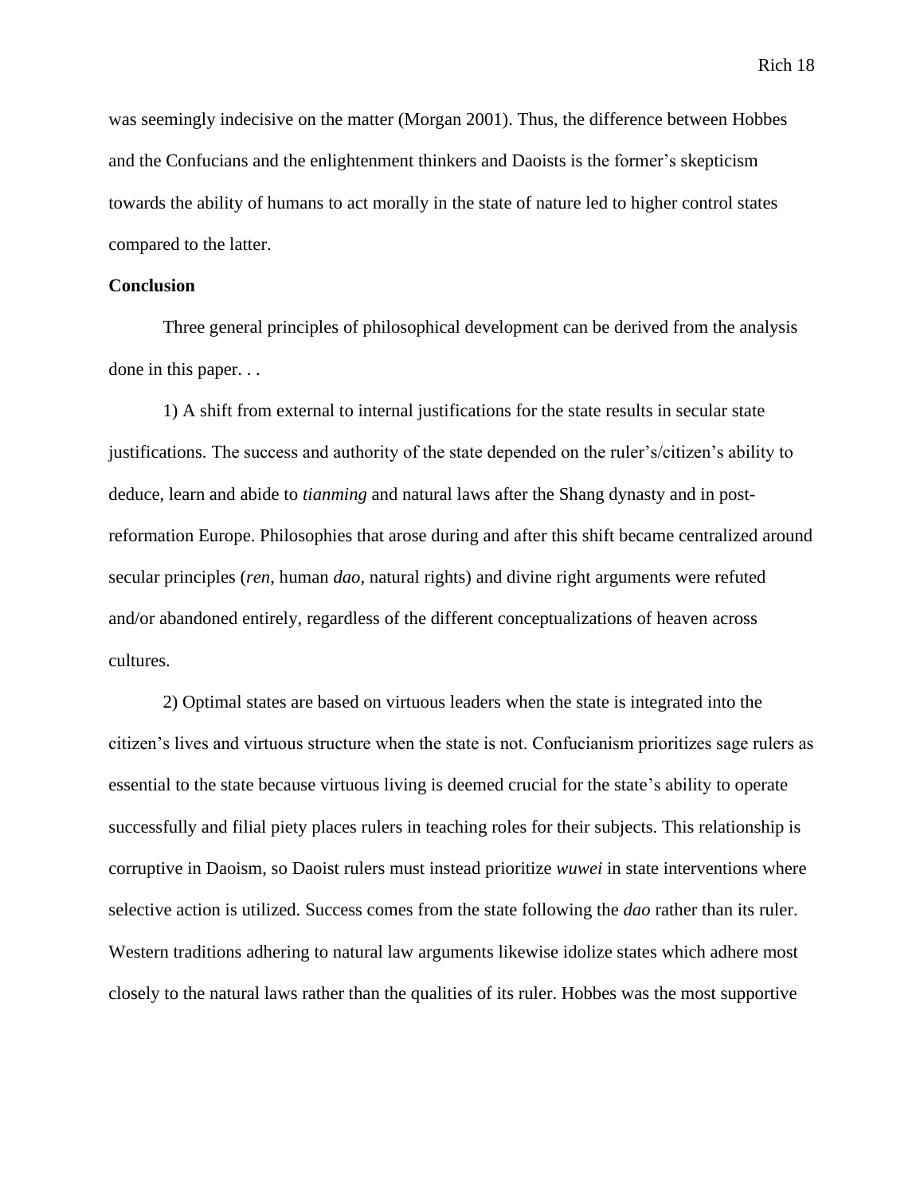was seemingly indecisive on the matter (Morgan 2001). Thus, the difference between Hobbes and the Confucians and the enlightenment thinkers and Daoists is the former's skepticism towards the ability of humans to act morally in the state of nature led to higher control states compared to the latter.

**Conclusion**

Three general principles of philosophical development can be derived from the analysis done in this paper. . .

1) A shift from external to internal justifications for the state results in secular state justifications. The success and authority of the state depended on the ruler's/citizen's ability to deduce, learn and abide to *tianming* and natural laws after the Shang dynasty and in post-reformation Europe. Philosophies that arose during and after this shift became centralized around secular principles (*ren*, human *dao*, natural rights) and divine right arguments were refuted and/or abandoned entirely, regardless of the different conceptualizations of heaven across cultures.

2) Optimal states are based on virtuous leaders when the state is integrated into the citizen's lives and virtuous structure when the state is not. Confucianism prioritizes sage rulers as essential to the state because virtuous living is deemed crucial for the state's ability to operate successfully and filial piety places rulers in teaching roles for their subjects. This relationship is corruptive in Daoism, so Daoist rulers must instead prioritize *wuwei* in state interventions where selective action is utilized. Success comes from the state following the *dao* rather than its ruler. Western traditions adhering to natural law arguments likewise idolize states which adhere most closely to the natural laws rather than the qualities of its ruler. Hobbes was the most supportive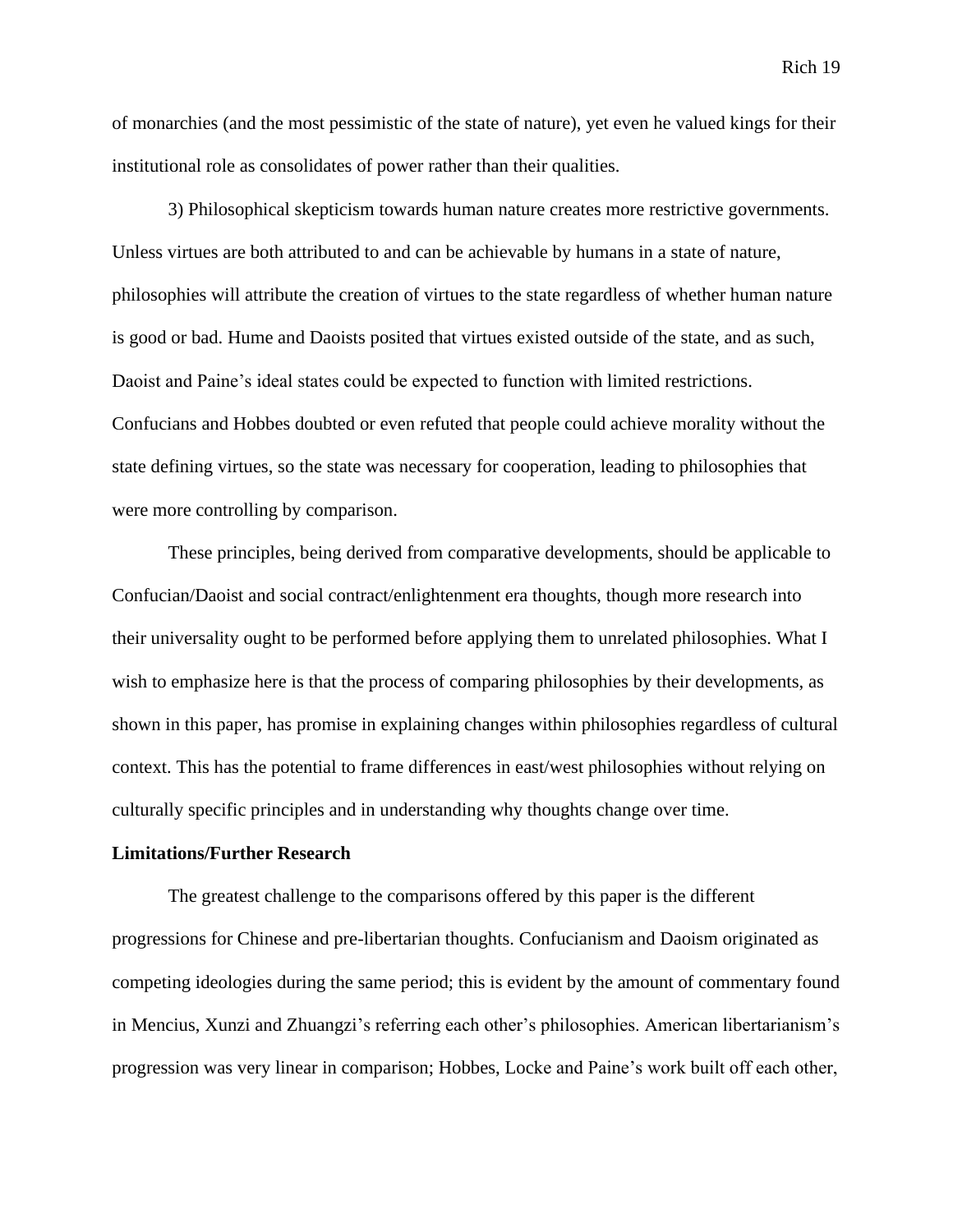of monarchies (and the most pessimistic of the state of nature), yet even he valued kings for their institutional role as consolidates of power rather than their qualities.

3) Philosophical skepticism towards human nature creates more restrictive governments. Unless virtues are both attributed to and can be achievable by humans in a state of nature, philosophies will attribute the creation of virtues to the state regardless of whether human nature is good or bad. Hume and Daoists posited that virtues existed outside of the state, and as such, Daoist and Paine's ideal states could be expected to function with limited restrictions. Confucians and Hobbes doubted or even refuted that people could achieve morality without the state defining virtues, so the state was necessary for cooperation, leading to philosophies that were more controlling by comparison.

These principles, being derived from comparative developments, should be applicable to Confucian/Daoist and social contract/enlightenment era thoughts, though more research into their universality ought to be performed before applying them to unrelated philosophies. What I wish to emphasize here is that the process of comparing philosophies by their developments, as shown in this paper, has promise in explaining changes within philosophies regardless of cultural context. This has the potential to frame differences in east/west philosophies without relying on culturally specific principles and in understanding why thoughts change over time.

**Limitations/Further Research**

The greatest challenge to the comparisons offered by this paper is the different progressions for Chinese and pre-libertarian thoughts. Confucianism and Daoism originated as competing ideologies during the same period; this is evident by the amount of commentary found in Mencius, Xunzi and Zhuangzi's referring each other's philosophies. American libertarianism's progression was very linear in comparison; Hobbes, Locke and Paine's work built off each other,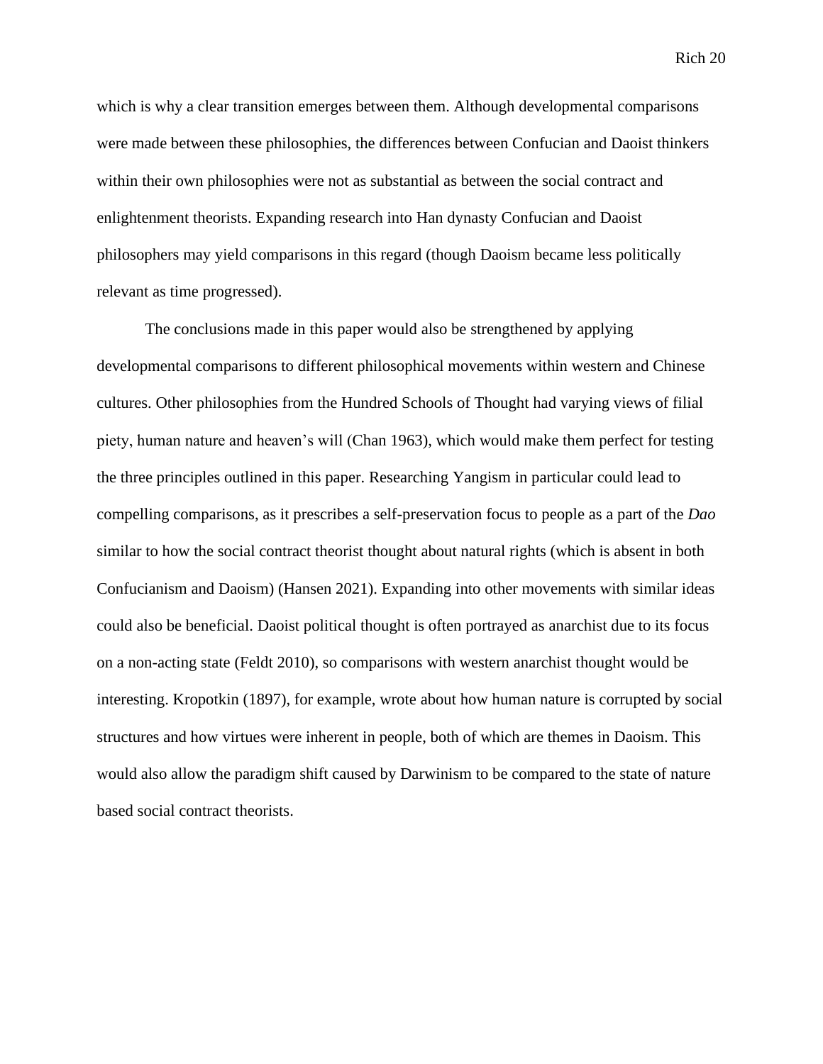which is why a clear transition emerges between them. Although developmental comparisons were made between these philosophies, the differences between Confucian and Daoist thinkers within their own philosophies were not as substantial as between the social contract and enlightenment theorists. Expanding research into Han dynasty Confucian and Daoist philosophers may yield comparisons in this regard (though Daoism became less politically relevant as time progressed).

The conclusions made in this paper would also be strengthened by applying developmental comparisons to different philosophical movements within western and Chinese cultures. Other philosophies from the Hundred Schools of Thought had varying views of filial piety, human nature and heaven's will (Chan 1963), which would make them perfect for testing the three principles outlined in this paper. Researching Yangism in particular could lead to compelling comparisons, as it prescribes a self-preservation focus to people as a part of the *Dao* similar to how the social contract theorist thought about natural rights (which is absent in both Confucianism and Daoism) (Hansen 2021). Expanding into other movements with similar ideas could also be beneficial. Daoist political thought is often portrayed as anarchist due to its focus on a non-acting state (Feldt 2010), so comparisons with western anarchist thought would be interesting. Kropotkin (1897), for example, wrote about how human nature is corrupted by social structures and how virtues were inherent in people, both of which are themes in Daoism. This would also allow the paradigm shift caused by Darwinism to be compared to the state of nature based social contract theorists.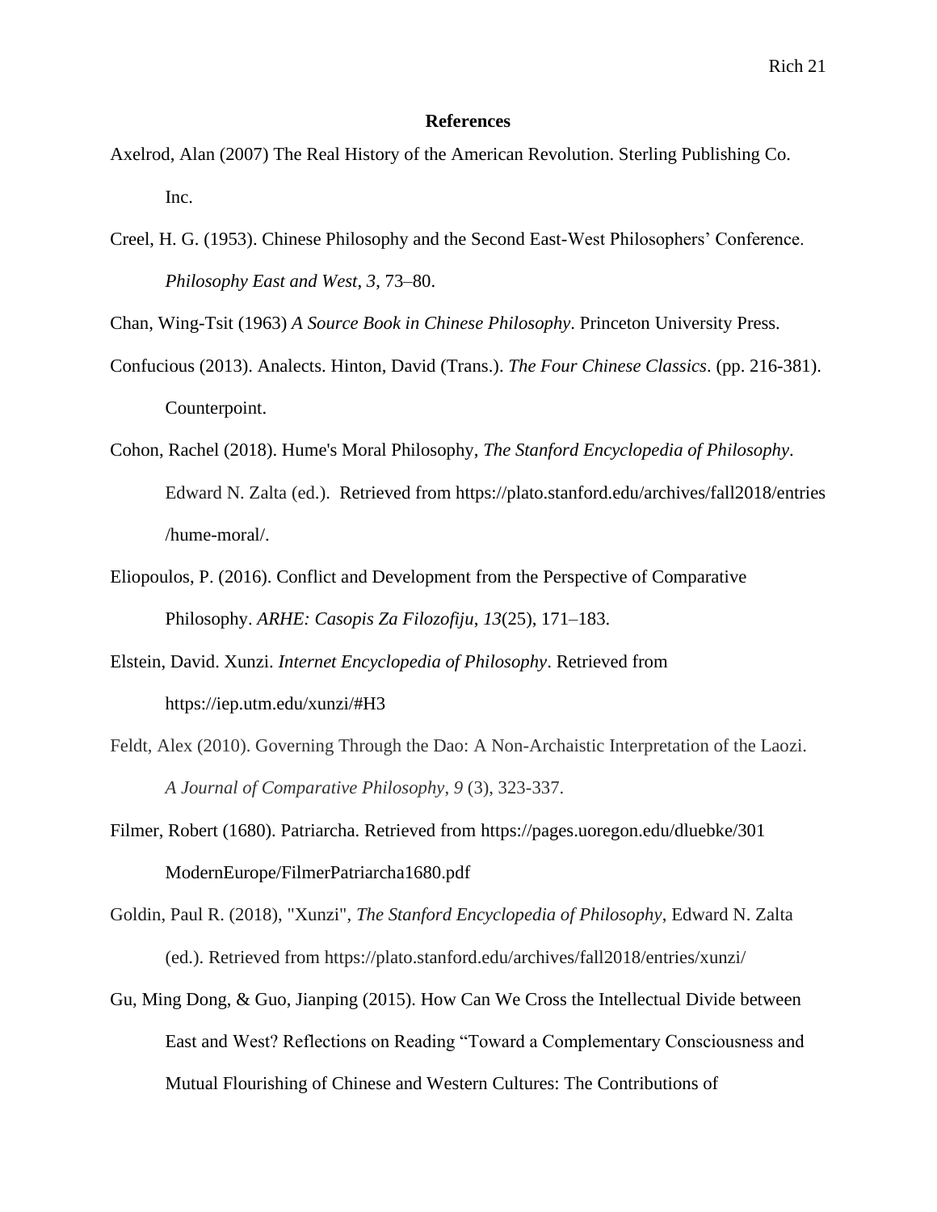**References**

Axelrod, Alan (2007) The Real History of the American Revolution. Sterling Publishing Co. Inc.

Creel, H. G. (1953). Chinese Philosophy and the Second East-West Philosophers' Conference. *Philosophy East and West*, *3*, 73–80.

Chan, Wing-Tsit (1963) *A Source Book in Chinese Philosophy*. Princeton University Press.

Confucious (2013). Analects. Hinton, David (Trans.). *The Four Chinese Classics*. (pp. 216-381). Counterpoint.

Cohon, Rachel (2018). Hume's Moral Philosophy, *The Stanford Encyclopedia of Philosophy*. Edward N. Zalta (ed.). Retrieved from https://plato.stanford.edu/archives/fall2018/entries /hume-moral/.

Eliopoulos, P. (2016). Conflict and Development from the Perspective of Comparative Philosophy. *ARHE: Casopis Za Filozofiju*, *13*(25), 171–183.

Elstein, David. Xunzi. *Internet Encyclopedia of Philosophy*. Retrieved from https://iep.utm.edu/xunzi/#H3

Feldt, Alex (2010). Governing Through the Dao: A Non-Archaistic Interpretation of the Laozi. *A Journal of Comparative Philosophy*, *9* (3), 323-337.

Filmer, Robert (1680). Patriarcha. Retrieved from https://pages.uoregon.edu/dluebke/301 ModernEurope/FilmerPatriarcha1680.pdf

Goldin, Paul R. (2018), "Xunzi", *The Stanford Encyclopedia of Philosophy*, Edward N. Zalta (ed.). Retrieved from https://plato.stanford.edu/archives/fall2018/entries/xunzi/

Gu, Ming Dong, & Guo, Jianping (2015). How Can We Cross the Intellectual Divide between East and West? Reflections on Reading "Toward a Complementary Consciousness and Mutual Flourishing of Chinese and Western Cultures: The Contributions of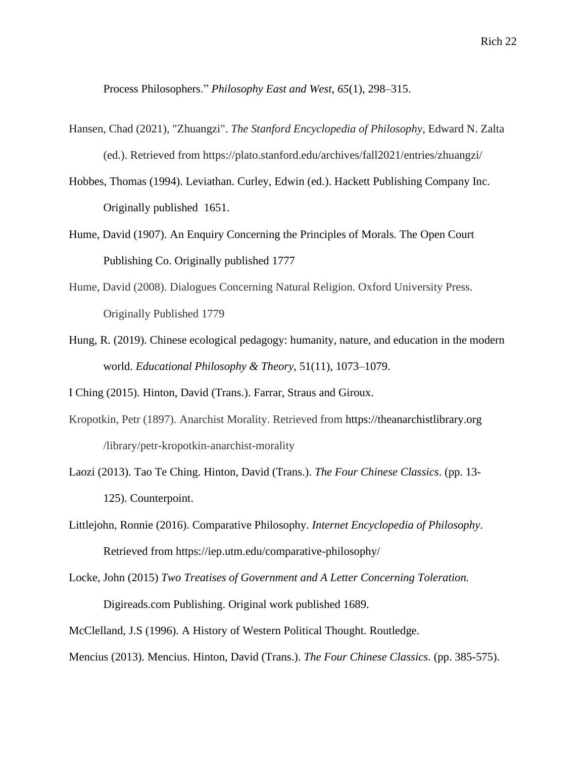Process Philosophers." *Philosophy East and West*, *65*(1), 298–315.

Hansen, Chad (2021), "Zhuangzi". *The Stanford Encyclopedia of Philosophy*, Edward N. Zalta (ed.). Retrieved from https://plato.stanford.edu/archives/fall2021/entries/zhuangzi/

Hobbes, Thomas (1994). Leviathan. Curley, Edwin (ed.). Hackett Publishing Company Inc. Originally published 1651.

Hume, David (1907). An Enquiry Concerning the Principles of Morals. The Open Court Publishing Co. Originally published 1777

Hume, David (2008). Dialogues Concerning Natural Religion. Oxford University Press. Originally Published 1779

Hung, R. (2019). Chinese ecological pedagogy: humanity, nature, and education in the modern world. *Educational Philosophy & Theory*, 51(11), 1073–1079.

I Ching (2015). Hinton, David (Trans.). Farrar, Straus and Giroux.

Kropotkin, Petr (1897). Anarchist Morality. Retrieved from https://theanarchistlibrary.org /library/petr-kropotkin-anarchist-morality

Laozi (2013). Tao Te Ching. Hinton, David (Trans.). *The Four Chinese Classics*. (pp. 13-125). Counterpoint.

Littlejohn, Ronnie (2016). Comparative Philosophy. *Internet Encyclopedia of Philosophy*. Retrieved from https://iep.utm.edu/comparative-philosophy/

Locke, John (2015) *Two Treatises of Government and A Letter Concerning Toleration.* Digireads.com Publishing. Original work published 1689.

McClelland, J.S (1996). A History of Western Political Thought. Routledge.

Mencius (2013). Mencius. Hinton, David (Trans.). *The Four Chinese Classics*. (pp. 385-575).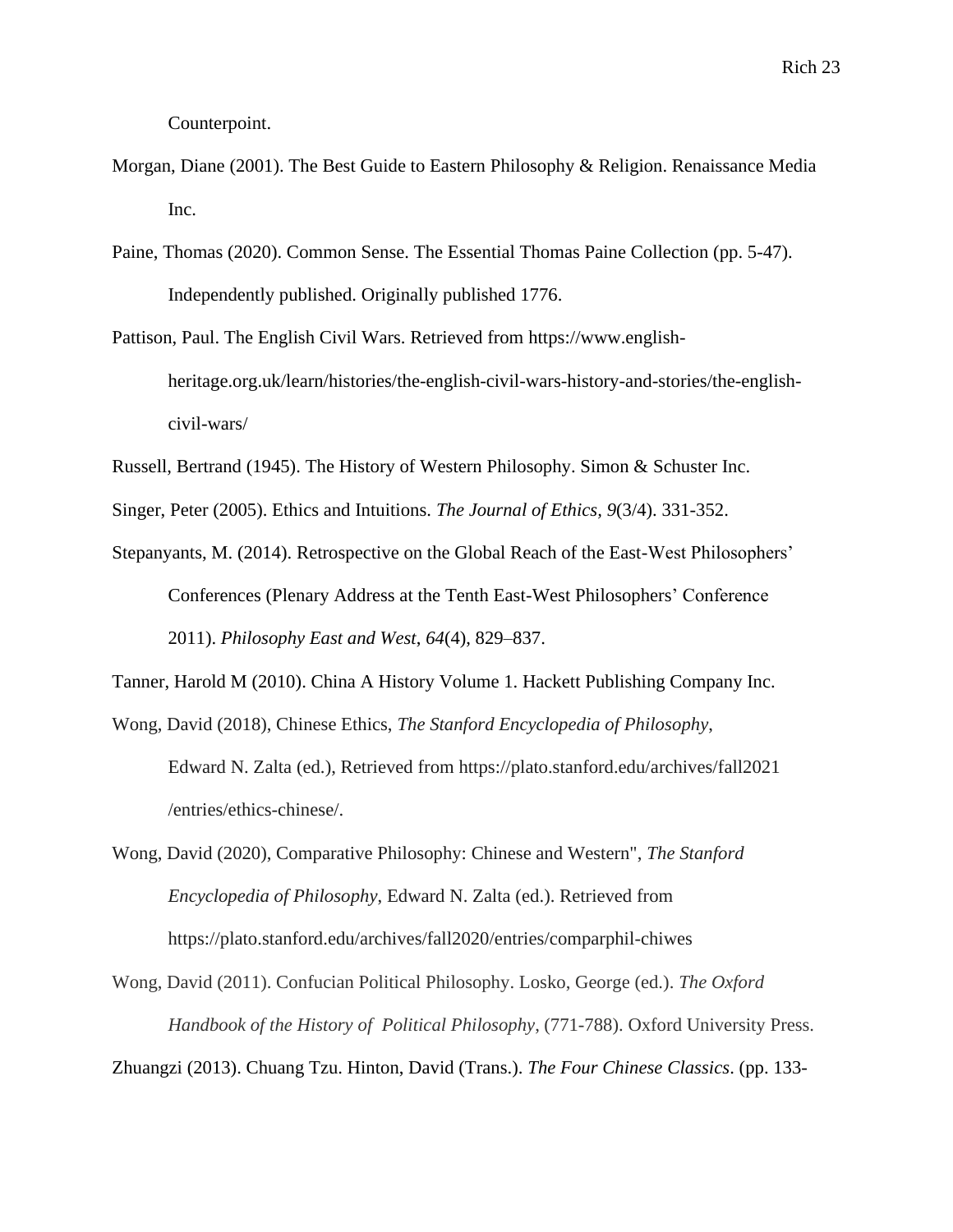Counterpoint.

Morgan, Diane (2001). The Best Guide to Eastern Philosophy & Religion. Renaissance Media Inc.

Paine, Thomas (2020). Common Sense. The Essential Thomas Paine Collection (pp. 5-47). Independently published. Originally published 1776.

Pattison, Paul. The English Civil Wars. Retrieved from https://www.english-heritage.org.uk/learn/histories/the-english-civil-wars-history-and-stories/the-english-civil-wars/

Russell, Bertrand (1945). The History of Western Philosophy. Simon & Schuster Inc.

Singer, Peter (2005). Ethics and Intuitions. *The Journal of Ethics*, *9*(3/4). 331-352.

Stepanyants, M. (2014). Retrospective on the Global Reach of the East-West Philosophers' Conferences (Plenary Address at the Tenth East-West Philosophers' Conference 2011). *Philosophy East and West*, *64*(4), 829–837.

Tanner, Harold M (2010). China A History Volume 1. Hackett Publishing Company Inc.

Wong, David (2018), Chinese Ethics, *The Stanford Encyclopedia of Philosophy*, Edward N. Zalta (ed.), Retrieved from https://plato.stanford.edu/archives/fall2021/entries/ethics-chinese/.

Wong, David (2020), Comparative Philosophy: Chinese and Western", *The Stanford Encyclopedia of Philosophy*, Edward N. Zalta (ed.). Retrieved from https://plato.stanford.edu/archives/fall2020/entries/comparphil-chiwes

Wong, David (2011). Confucian Political Philosophy. Losko, George (ed.). *The Oxford Handbook of the History of Political Philosophy*, (771-788). Oxford University Press.

Zhuangzi (2013). Chuang Tzu. Hinton, David (Trans.). *The Four Chinese Classics*. (pp. 133-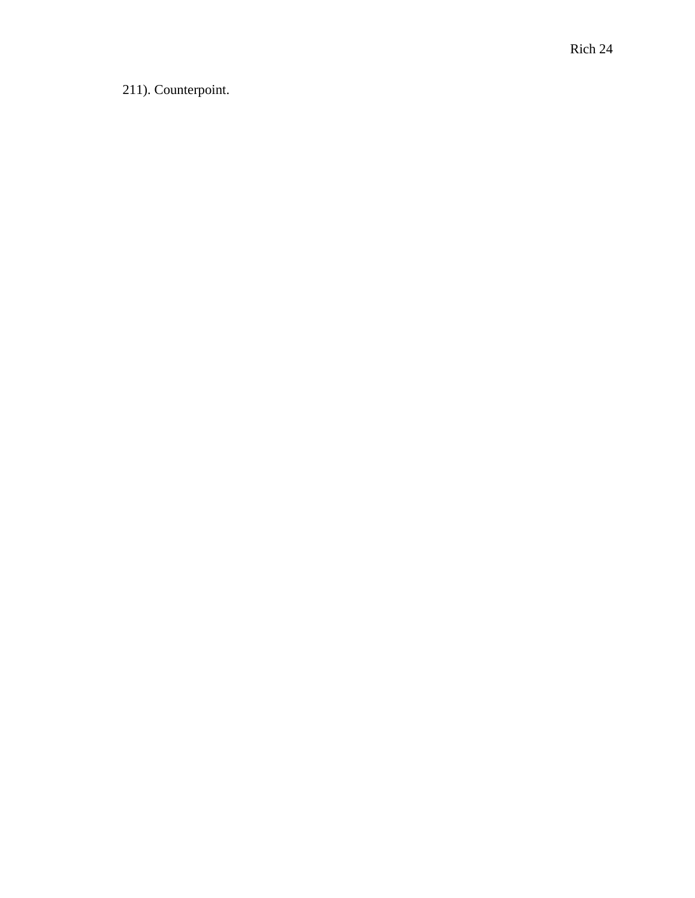211). Counterpoint.